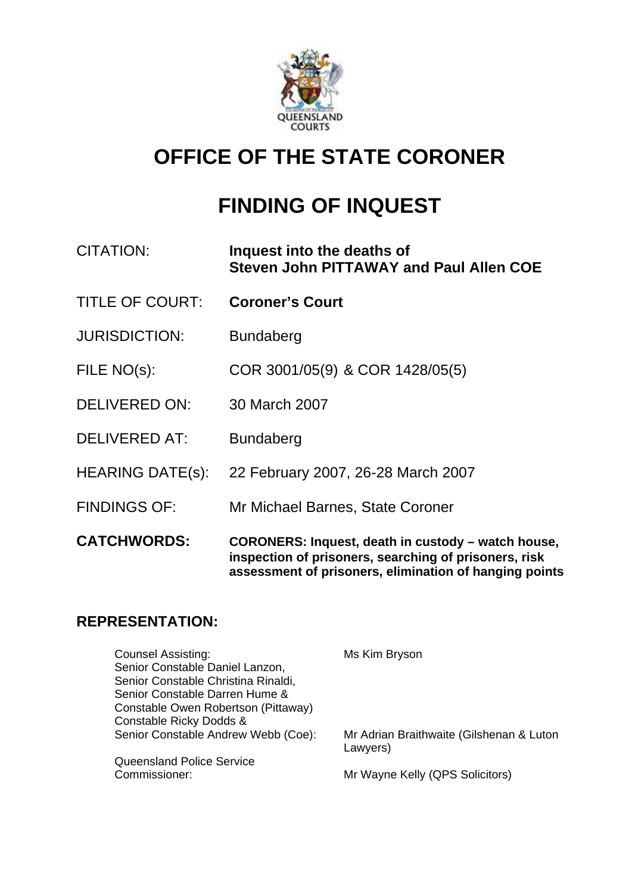# OFFICE OF THE STATE CORONER

# FINDING OF INQUEST

| | |
|---|---|
| CITATION: | **Inquest into the deaths of Steven John PITTAWAY and Paul Allen COE** |
| TITLE OF COURT: | **Coroner's Court** |
| JURISDICTION: | Bundaberg |
| FILE NO(s): | COR 3001/05(9) & COR 1428/05(5) |
| DELIVERED ON: | 30 March 2007 |
| DELIVERED AT: | Bundaberg |
| HEARING DATE(s): | 22 February 2007, 26-28 March 2007 |
| FINDINGS OF: | Mr Michael Barnes, State Coroner |
| **CATCHWORDS:** | **CORONERS: Inquest, death in custody – watch house, inspection of prisoners, searching of prisoners, risk assessment of prisoners, elimination of hanging points** |

## REPRESENTATION:

| | |
|---|---|
| Counsel Assisting: | Ms Kim Bryson |
| Senior Constable Daniel Lanzon, Senior Constable Christina Rinaldi, Senior Constable Darren Hume & Constable Owen Robertson (Pittaway) Constable Ricky Dodds & Senior Constable Andrew Webb (Coe): | Mr Adrian Braithwaite (Gilshenan & Luton Lawyers) |
| Queensland Police Service Commissioner: | Mr Wayne Kelly (QPS Solicitors) |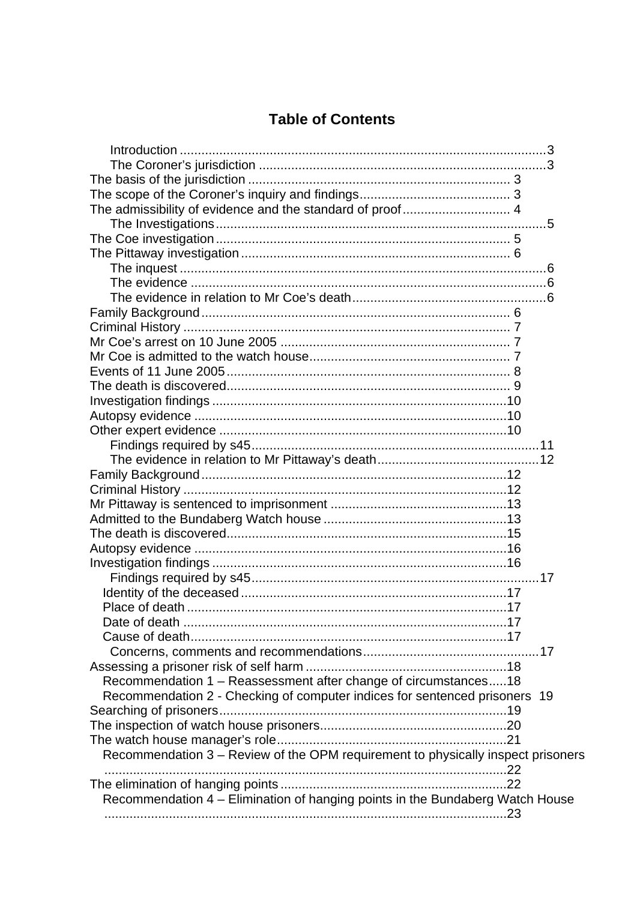# Table of Contents

- Introduction ... 3
- The Coroner's jurisdiction ... 3
  - The basis of the jurisdiction ... 3
  - The scope of the Coroner's inquiry and findings ... 3
  - The admissibility of evidence and the standard of proof ... 4
- The Investigations ... 5
  - The Coe investigation ... 5
  - The Pittaway investigation ... 6
- The inquest ... 6
- The evidence ... 6
- The evidence in relation to Mr Coe's death ... 6
  - Family Background ... 6
  - Criminal History ... 7
  - Mr Coe's arrest on 10 June 2005 ... 7
  - Mr Coe is admitted to the watch house ... 7
  - Events of 11 June 2005 ... 8
  - The death is discovered ... 9
  - Investigation findings ... 10
  - Autopsy evidence ... 10
  - Other expert evidence ... 10
- Findings required by s45 ... 11
- The evidence in relation to Mr Pittaway's death ... 12
  - Family Background ... 12
  - Criminal History ... 12
  - Mr Pittaway is sentenced to imprisonment ... 13
  - Admitted to the Bundaberg Watch house ... 13
  - The death is discovered ... 15
  - Autopsy evidence ... 16
  - Investigation findings ... 16
- Findings required by s45 ... 17
  - Identity of the deceased ... 17
  - Place of death ... 17
  - Date of death ... 17
  - Cause of death ... 17
- Concerns, comments and recommendations ... 17
  - Assessing a prisoner risk of self harm ... 18
    - Recommendation 1 – Reassessment after change of circumstances ... 18
    - Recommendation 2 - Checking of computer indices for sentenced prisoners ... 19
  - Searching of prisoners ... 19
  - The inspection of watch house prisoners ... 20
  - The watch house manager's role ... 21
    - Recommendation 3 – Review of the OPM requirement to physically inspect prisoners ... 22
  - The elimination of hanging points ... 22
    - Recommendation 4 – Elimination of hanging points in the Bundaberg Watch House ... 23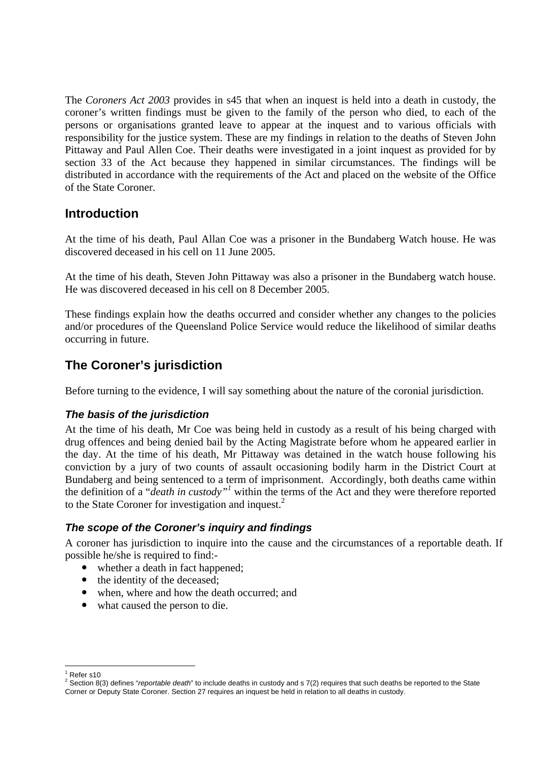The *Coroners Act 2003* provides in s45 that when an inquest is held into a death in custody, the coroner's written findings must be given to the family of the person who died, to each of the persons or organisations granted leave to appear at the inquest and to various officials with responsibility for the justice system. These are my findings in relation to the deaths of Steven John Pittaway and Paul Allen Coe. Their deaths were investigated in a joint inquest as provided for by section 33 of the Act because they happened in similar circumstances. The findings will be distributed in accordance with the requirements of the Act and placed on the website of the Office of the State Coroner.

## Introduction

At the time of his death, Paul Allan Coe was a prisoner in the Bundaberg Watch house. He was discovered deceased in his cell on 11 June 2005.

At the time of his death, Steven John Pittaway was also a prisoner in the Bundaberg watch house. He was discovered deceased in his cell on 8 December 2005.

These findings explain how the deaths occurred and consider whether any changes to the policies and/or procedures of the Queensland Police Service would reduce the likelihood of similar deaths occurring in future.

## The Coroner's jurisdiction

Before turning to the evidence, I will say something about the nature of the coronial jurisdiction.

### *The basis of the jurisdiction*

At the time of his death, Mr Coe was being held in custody as a result of his being charged with drug offences and being denied bail by the Acting Magistrate before whom he appeared earlier in the day. At the time of his death, Mr Pittaway was detained in the watch house following his conviction by a jury of two counts of assault occasioning bodily harm in the District Court at Bundaberg and being sentenced to a term of imprisonment. Accordingly, both deaths came within the definition of a "*death in custody*"[1] within the terms of the Act and they were therefore reported to the State Coroner for investigation and inquest.[2]

### *The scope of the Coroner's inquiry and findings*

A coroner has jurisdiction to inquire into the cause and the circumstances of a reportable death. If possible he/she is required to find:-

- whether a death in fact happened;
- the identity of the deceased;
- when, where and how the death occurred; and
- what caused the person to die.

---

[1] Refer s10

[2] Section 8(3) defines "*reportable death*" to include deaths in custody and s 7(2) requires that such deaths be reported to the State Corner or Deputy State Coroner. Section 27 requires an inquest be held in relation to all deaths in custody.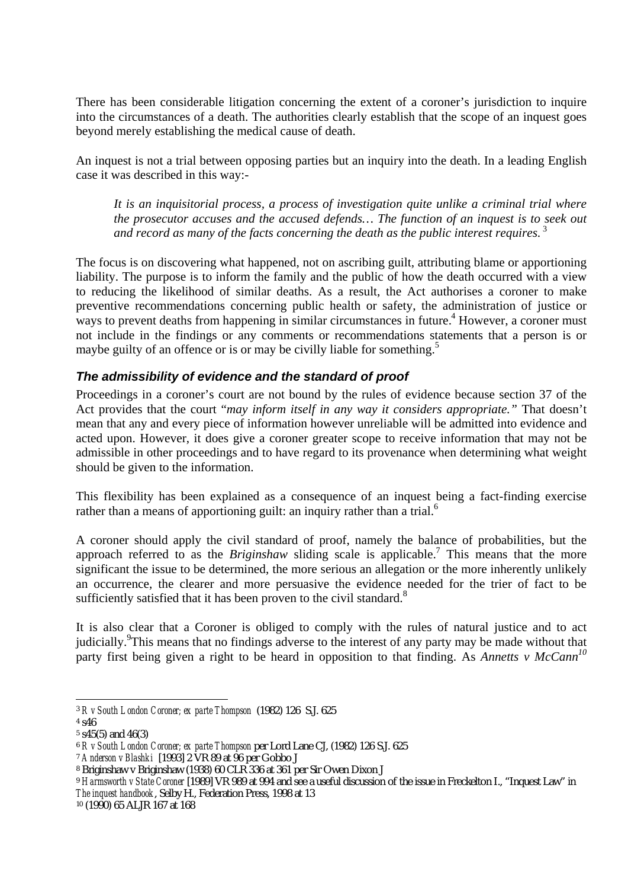There has been considerable litigation concerning the extent of a coroner's jurisdiction to inquire into the circumstances of a death. The authorities clearly establish that the scope of an inquest goes beyond merely establishing the medical cause of death.

An inquest is not a trial between opposing parties but an inquiry into the death. In a leading English case it was described in this way:-

> *It is an inquisitorial process, a process of investigation quite unlike a criminal trial where the prosecutor accuses and the accused defends… The function of an inquest is to seek out and record as many of the facts concerning the death as the public interest requires.* [3]

The focus is on discovering what happened, not on ascribing guilt, attributing blame or apportioning liability. The purpose is to inform the family and the public of how the death occurred with a view to reducing the likelihood of similar deaths. As a result, the Act authorises a coroner to make preventive recommendations concerning public health or safety, the administration of justice or ways to prevent deaths from happening in similar circumstances in future.[4] However, a coroner must not include in the findings or any comments or recommendations statements that a person is or maybe guilty of an offence or is or may be civilly liable for something.[5]

### *The admissibility of evidence and the standard of proof*

Proceedings in a coroner's court are not bound by the rules of evidence because section 37 of the Act provides that the court "*may inform itself in any way it considers appropriate.*" That doesn't mean that any and every piece of information however unreliable will be admitted into evidence and acted upon. However, it does give a coroner greater scope to receive information that may not be admissible in other proceedings and to have regard to its provenance when determining what weight should be given to the information.

This flexibility has been explained as a consequence of an inquest being a fact-finding exercise rather than a means of apportioning guilt: an inquiry rather than a trial.[6]

A coroner should apply the civil standard of proof, namely the balance of probabilities, but the approach referred to as the *Briginshaw* sliding scale is applicable.[7] This means that the more significant the issue to be determined, the more serious an allegation or the more inherently unlikely an occurrence, the clearer and more persuasive the evidence needed for the trier of fact to be sufficiently satisfied that it has been proven to the civil standard.[8]

It is also clear that a Coroner is obliged to comply with the rules of natural justice and to act judicially.[9] This means that no findings adverse to the interest of any party may be made without that party first being given a right to be heard in opposition to that finding. As *Annetts v McCann*[10]

---

[3] *R v South London Coroner; ex parte Thompson* (1982) 126 S.J. 625
[4] s46
[5] s45(5) and 46(3)
[6] *R v South London Coroner; ex parte Thompson* per Lord Lane CJ, (1982) 126 S.J. 625
[7] *Anderson v Blashki* [1993] 2 VR 89 at 96 per Gobbo J
[8] Briginshaw v Briginshaw (1938) 60 CLR 336 at 361 per Sir Owen Dixon J
[9] *Harmsworth v State Coroner* [1989] VR 989 at 994 and see a useful discussion of the issue in Freckelton I., "Inquest Law" in *The inquest handbook*, Selby H., Federation Press, 1998 at 13
[10] (1990) 65 ALJR 167 at 168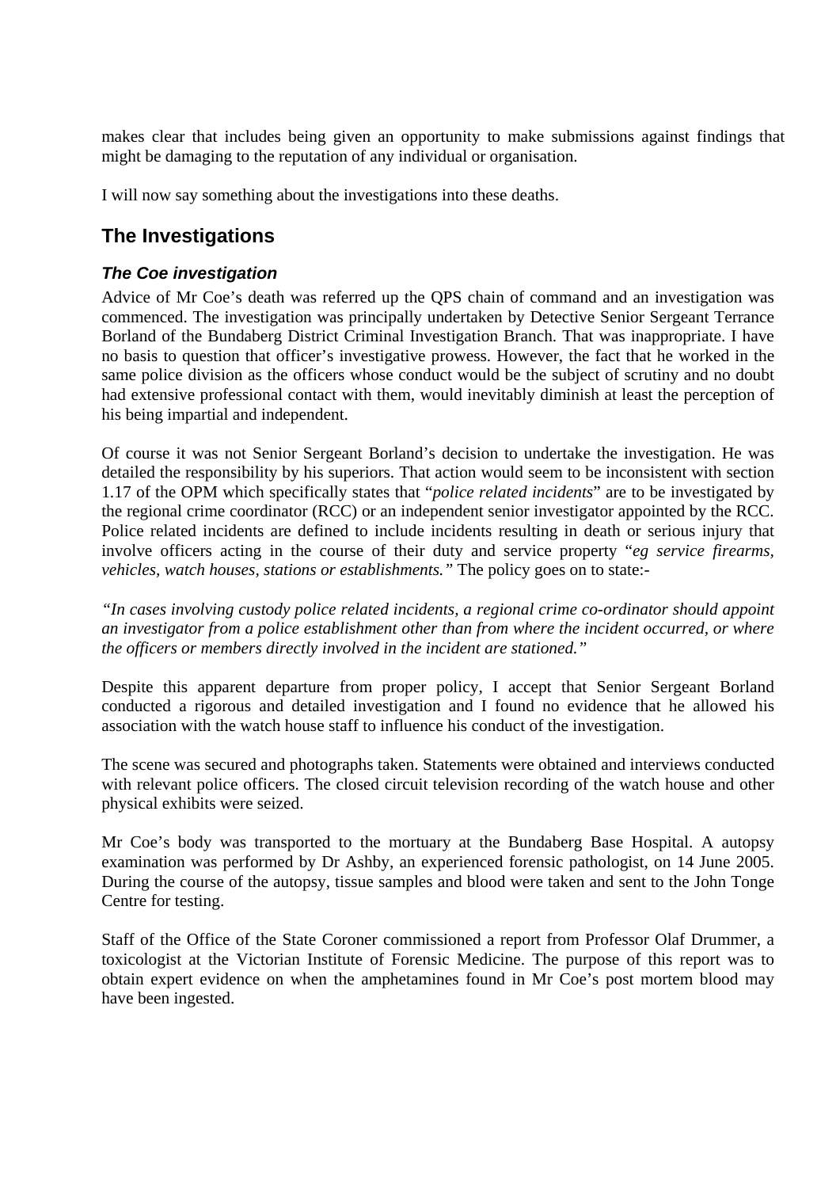makes clear that includes being given an opportunity to make submissions against findings that might be damaging to the reputation of any individual or organisation.

I will now say something about the investigations into these deaths.

## The Investigations

### *The Coe investigation*

Advice of Mr Coe's death was referred up the QPS chain of command and an investigation was commenced. The investigation was principally undertaken by Detective Senior Sergeant Terrance Borland of the Bundaberg District Criminal Investigation Branch. That was inappropriate. I have no basis to question that officer's investigative prowess. However, the fact that he worked in the same police division as the officers whose conduct would be the subject of scrutiny and no doubt had extensive professional contact with them, would inevitably diminish at least the perception of his being impartial and independent.

Of course it was not Senior Sergeant Borland's decision to undertake the investigation. He was detailed the responsibility by his superiors. That action would seem to be inconsistent with section 1.17 of the OPM which specifically states that "*police related incidents*" are to be investigated by the regional crime coordinator (RCC) or an independent senior investigator appointed by the RCC. Police related incidents are defined to include incidents resulting in death or serious injury that involve officers acting in the course of their duty and service property "*eg service firearms, vehicles, watch houses, stations or establishments.*" The policy goes on to state:-

*"In cases involving custody police related incidents, a regional crime co-ordinator should appoint an investigator from a police establishment other than from where the incident occurred, or where the officers or members directly involved in the incident are stationed."*

Despite this apparent departure from proper policy, I accept that Senior Sergeant Borland conducted a rigorous and detailed investigation and I found no evidence that he allowed his association with the watch house staff to influence his conduct of the investigation.

The scene was secured and photographs taken. Statements were obtained and interviews conducted with relevant police officers. The closed circuit television recording of the watch house and other physical exhibits were seized.

Mr Coe's body was transported to the mortuary at the Bundaberg Base Hospital. A autopsy examination was performed by Dr Ashby, an experienced forensic pathologist, on 14 June 2005. During the course of the autopsy, tissue samples and blood were taken and sent to the John Tonge Centre for testing.

Staff of the Office of the State Coroner commissioned a report from Professor Olaf Drummer, a toxicologist at the Victorian Institute of Forensic Medicine. The purpose of this report was to obtain expert evidence on when the amphetamines found in Mr Coe's post mortem blood may have been ingested.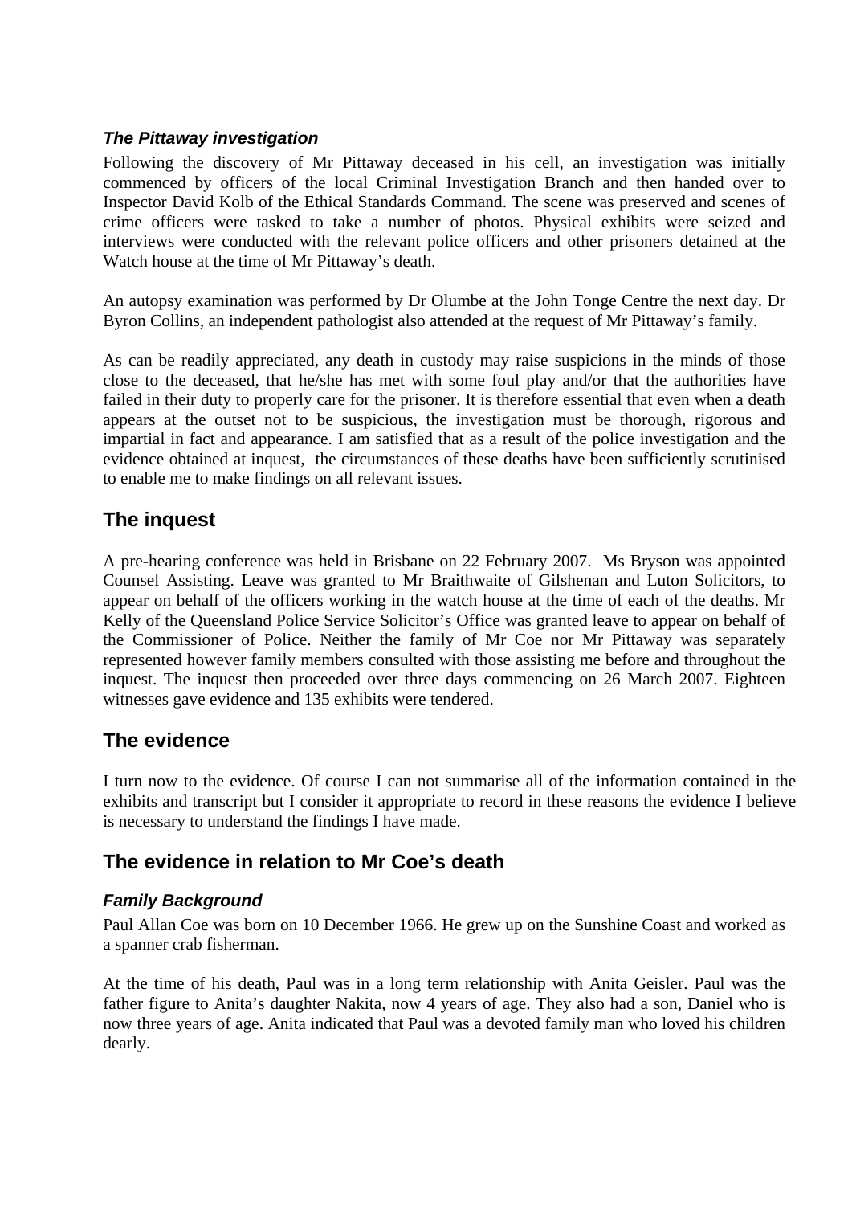### *The Pittaway investigation*

Following the discovery of Mr Pittaway deceased in his cell, an investigation was initially commenced by officers of the local Criminal Investigation Branch and then handed over to Inspector David Kolb of the Ethical Standards Command. The scene was preserved and scenes of crime officers were tasked to take a number of photos. Physical exhibits were seized and interviews were conducted with the relevant police officers and other prisoners detained at the Watch house at the time of Mr Pittaway's death.

An autopsy examination was performed by Dr Olumbe at the John Tonge Centre the next day. Dr Byron Collins, an independent pathologist also attended at the request of Mr Pittaway's family.

As can be readily appreciated, any death in custody may raise suspicions in the minds of those close to the deceased, that he/she has met with some foul play and/or that the authorities have failed in their duty to properly care for the prisoner. It is therefore essential that even when a death appears at the outset not to be suspicious, the investigation must be thorough, rigorous and impartial in fact and appearance. I am satisfied that as a result of the police investigation and the evidence obtained at inquest, the circumstances of these deaths have been sufficiently scrutinised to enable me to make findings on all relevant issues.

## The inquest

A pre-hearing conference was held in Brisbane on 22 February 2007. Ms Bryson was appointed Counsel Assisting. Leave was granted to Mr Braithwaite of Gilshenan and Luton Solicitors, to appear on behalf of the officers working in the watch house at the time of each of the deaths. Mr Kelly of the Queensland Police Service Solicitor's Office was granted leave to appear on behalf of the Commissioner of Police. Neither the family of Mr Coe nor Mr Pittaway was separately represented however family members consulted with those assisting me before and throughout the inquest. The inquest then proceeded over three days commencing on 26 March 2007. Eighteen witnesses gave evidence and 135 exhibits were tendered.

## The evidence

I turn now to the evidence. Of course I can not summarise all of the information contained in the exhibits and transcript but I consider it appropriate to record in these reasons the evidence I believe is necessary to understand the findings I have made.

## The evidence in relation to Mr Coe's death

### *Family Background*

Paul Allan Coe was born on 10 December 1966. He grew up on the Sunshine Coast and worked as a spanner crab fisherman.

At the time of his death, Paul was in a long term relationship with Anita Geisler. Paul was the father figure to Anita's daughter Nakita, now 4 years of age. They also had a son, Daniel who is now three years of age. Anita indicated that Paul was a devoted family man who loved his children dearly.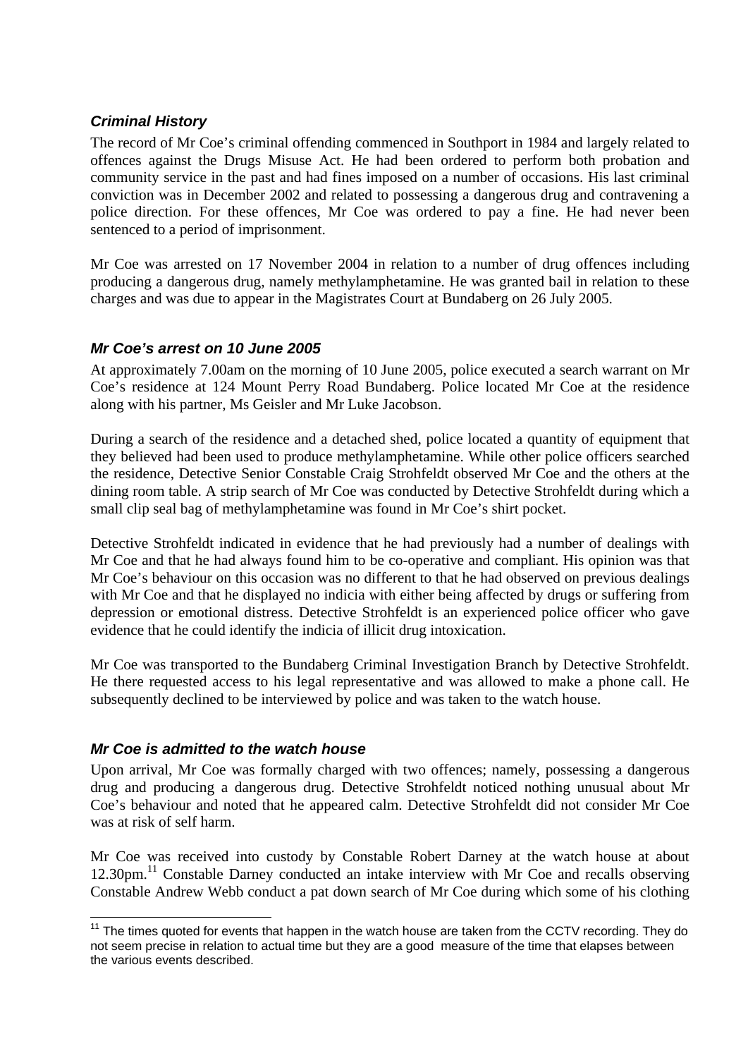### *Criminal History*

The record of Mr Coe's criminal offending commenced in Southport in 1984 and largely related to offences against the Drugs Misuse Act. He had been ordered to perform both probation and community service in the past and had fines imposed on a number of occasions. His last criminal conviction was in December 2002 and related to possessing a dangerous drug and contravening a police direction. For these offences, Mr Coe was ordered to pay a fine. He had never been sentenced to a period of imprisonment.

Mr Coe was arrested on 17 November 2004 in relation to a number of drug offences including producing a dangerous drug, namely methylamphetamine. He was granted bail in relation to these charges and was due to appear in the Magistrates Court at Bundaberg on 26 July 2005.

### *Mr Coe's arrest on 10 June 2005*

At approximately 7.00am on the morning of 10 June 2005, police executed a search warrant on Mr Coe's residence at 124 Mount Perry Road Bundaberg. Police located Mr Coe at the residence along with his partner, Ms Geisler and Mr Luke Jacobson.

During a search of the residence and a detached shed, police located a quantity of equipment that they believed had been used to produce methylamphetamine. While other police officers searched the residence, Detective Senior Constable Craig Strohfeldt observed Mr Coe and the others at the dining room table. A strip search of Mr Coe was conducted by Detective Strohfeldt during which a small clip seal bag of methylamphetamine was found in Mr Coe's shirt pocket.

Detective Strohfeldt indicated in evidence that he had previously had a number of dealings with Mr Coe and that he had always found him to be co-operative and compliant. His opinion was that Mr Coe's behaviour on this occasion was no different to that he had observed on previous dealings with Mr Coe and that he displayed no indicia with either being affected by drugs or suffering from depression or emotional distress. Detective Strohfeldt is an experienced police officer who gave evidence that he could identify the indicia of illicit drug intoxication.

Mr Coe was transported to the Bundaberg Criminal Investigation Branch by Detective Strohfeldt. He there requested access to his legal representative and was allowed to make a phone call. He subsequently declined to be interviewed by police and was taken to the watch house.

### *Mr Coe is admitted to the watch house*

Upon arrival, Mr Coe was formally charged with two offences; namely, possessing a dangerous drug and producing a dangerous drug. Detective Strohfeldt noticed nothing unusual about Mr Coe's behaviour and noted that he appeared calm. Detective Strohfeldt did not consider Mr Coe was at risk of self harm.

Mr Coe was received into custody by Constable Robert Darney at the watch house at about 12.30pm.[11] Constable Darney conducted an intake interview with Mr Coe and recalls observing Constable Andrew Webb conduct a pat down search of Mr Coe during which some of his clothing

[11] The times quoted for events that happen in the watch house are taken from the CCTV recording. They do not seem precise in relation to actual time but they are a good measure of the time that elapses between the various events described.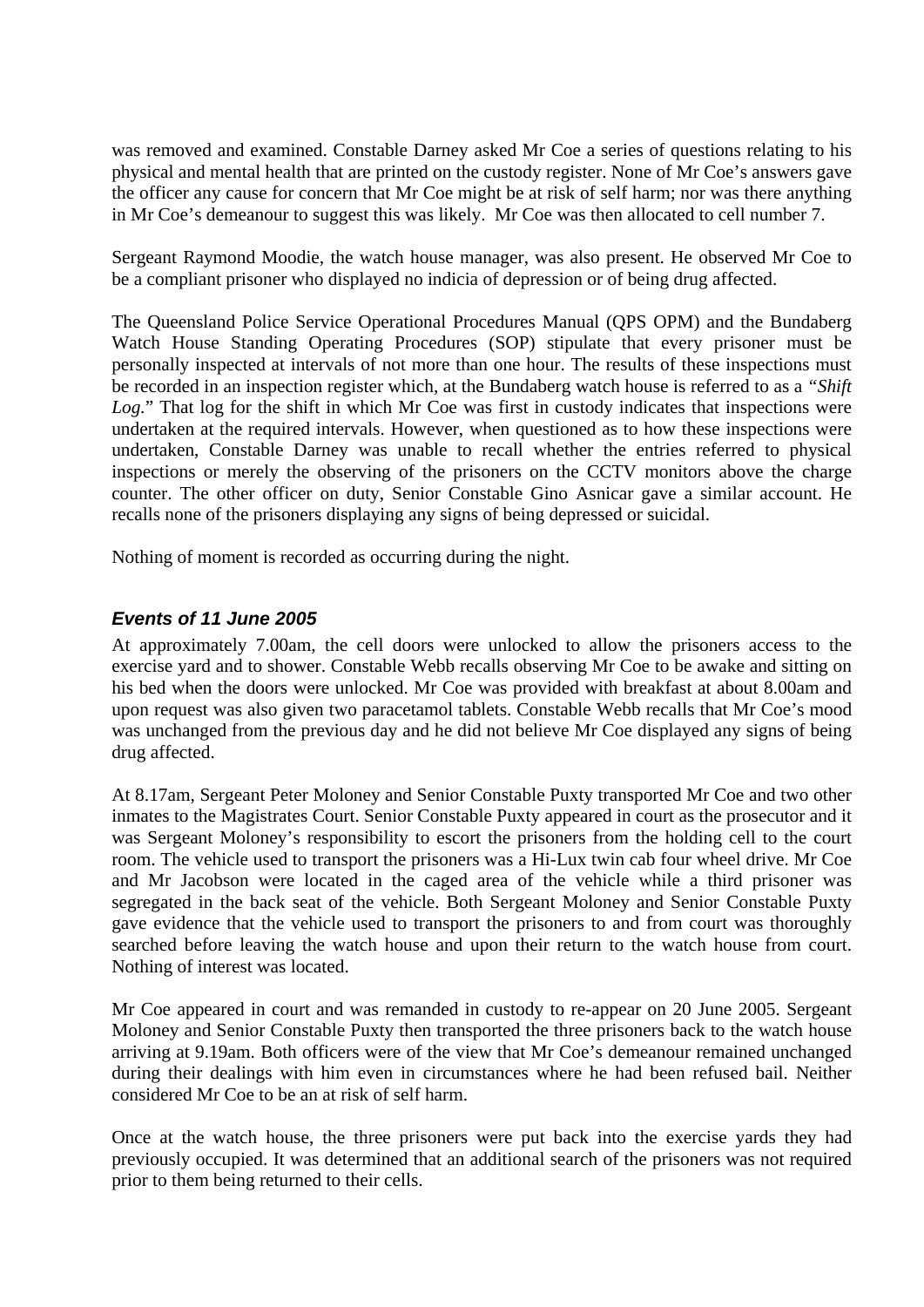was removed and examined. Constable Darney asked Mr Coe a series of questions relating to his physical and mental health that are printed on the custody register. None of Mr Coe's answers gave the officer any cause for concern that Mr Coe might be at risk of self harm; nor was there anything in Mr Coe's demeanour to suggest this was likely. Mr Coe was then allocated to cell number 7.

Sergeant Raymond Moodie, the watch house manager, was also present. He observed Mr Coe to be a compliant prisoner who displayed no indicia of depression or of being drug affected.

The Queensland Police Service Operational Procedures Manual (QPS OPM) and the Bundaberg Watch House Standing Operating Procedures (SOP) stipulate that every prisoner must be personally inspected at intervals of not more than one hour. The results of these inspections must be recorded in an inspection register which, at the Bundaberg watch house is referred to as a *"Shift Log."* That log for the shift in which Mr Coe was first in custody indicates that inspections were undertaken at the required intervals. However, when questioned as to how these inspections were undertaken, Constable Darney was unable to recall whether the entries referred to physical inspections or merely the observing of the prisoners on the CCTV monitors above the charge counter. The other officer on duty, Senior Constable Gino Asnicar gave a similar account. He recalls none of the prisoners displaying any signs of being depressed or suicidal.

Nothing of moment is recorded as occurring during the night.

### *Events of 11 June 2005*

At approximately 7.00am, the cell doors were unlocked to allow the prisoners access to the exercise yard and to shower. Constable Webb recalls observing Mr Coe to be awake and sitting on his bed when the doors were unlocked. Mr Coe was provided with breakfast at about 8.00am and upon request was also given two paracetamol tablets. Constable Webb recalls that Mr Coe's mood was unchanged from the previous day and he did not believe Mr Coe displayed any signs of being drug affected.

At 8.17am, Sergeant Peter Moloney and Senior Constable Puxty transported Mr Coe and two other inmates to the Magistrates Court. Senior Constable Puxty appeared in court as the prosecutor and it was Sergeant Moloney's responsibility to escort the prisoners from the holding cell to the court room. The vehicle used to transport the prisoners was a Hi-Lux twin cab four wheel drive. Mr Coe and Mr Jacobson were located in the caged area of the vehicle while a third prisoner was segregated in the back seat of the vehicle. Both Sergeant Moloney and Senior Constable Puxty gave evidence that the vehicle used to transport the prisoners to and from court was thoroughly searched before leaving the watch house and upon their return to the watch house from court. Nothing of interest was located.

Mr Coe appeared in court and was remanded in custody to re-appear on 20 June 2005. Sergeant Moloney and Senior Constable Puxty then transported the three prisoners back to the watch house arriving at 9.19am. Both officers were of the view that Mr Coe's demeanour remained unchanged during their dealings with him even in circumstances where he had been refused bail. Neither considered Mr Coe to be an at risk of self harm.

Once at the watch house, the three prisoners were put back into the exercise yards they had previously occupied. It was determined that an additional search of the prisoners was not required prior to them being returned to their cells.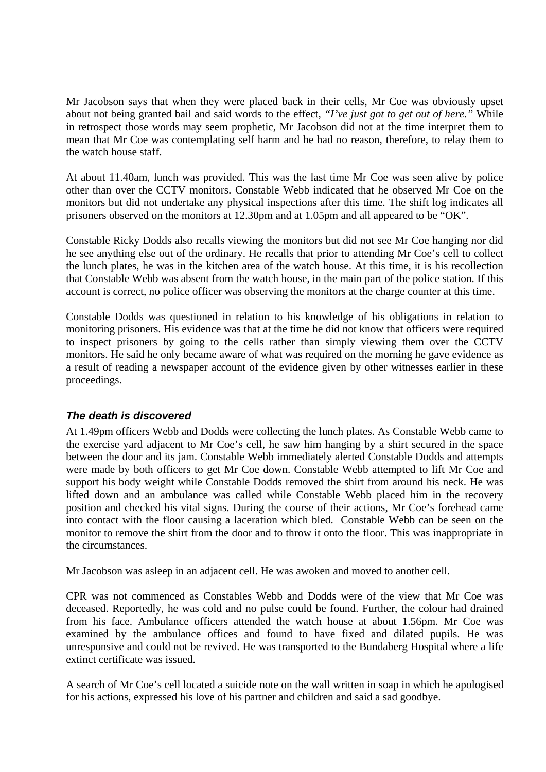Mr Jacobson says that when they were placed back in their cells, Mr Coe was obviously upset about not being granted bail and said words to the effect, *"I've just got to get out of here."* While in retrospect those words may seem prophetic, Mr Jacobson did not at the time interpret them to mean that Mr Coe was contemplating self harm and he had no reason, therefore, to relay them to the watch house staff.

At about 11.40am, lunch was provided. This was the last time Mr Coe was seen alive by police other than over the CCTV monitors. Constable Webb indicated that he observed Mr Coe on the monitors but did not undertake any physical inspections after this time. The shift log indicates all prisoners observed on the monitors at 12.30pm and at 1.05pm and all appeared to be "OK".

Constable Ricky Dodds also recalls viewing the monitors but did not see Mr Coe hanging nor did he see anything else out of the ordinary. He recalls that prior to attending Mr Coe's cell to collect the lunch plates, he was in the kitchen area of the watch house. At this time, it is his recollection that Constable Webb was absent from the watch house, in the main part of the police station. If this account is correct, no police officer was observing the monitors at the charge counter at this time.

Constable Dodds was questioned in relation to his knowledge of his obligations in relation to monitoring prisoners. His evidence was that at the time he did not know that officers were required to inspect prisoners by going to the cells rather than simply viewing them over the CCTV monitors. He said he only became aware of what was required on the morning he gave evidence as a result of reading a newspaper account of the evidence given by other witnesses earlier in these proceedings.

### *The death is discovered*

At 1.49pm officers Webb and Dodds were collecting the lunch plates. As Constable Webb came to the exercise yard adjacent to Mr Coe's cell, he saw him hanging by a shirt secured in the space between the door and its jam. Constable Webb immediately alerted Constable Dodds and attempts were made by both officers to get Mr Coe down. Constable Webb attempted to lift Mr Coe and support his body weight while Constable Dodds removed the shirt from around his neck. He was lifted down and an ambulance was called while Constable Webb placed him in the recovery position and checked his vital signs. During the course of their actions, Mr Coe's forehead came into contact with the floor causing a laceration which bled. Constable Webb can be seen on the monitor to remove the shirt from the door and to throw it onto the floor. This was inappropriate in the circumstances.

Mr Jacobson was asleep in an adjacent cell. He was awoken and moved to another cell.

CPR was not commenced as Constables Webb and Dodds were of the view that Mr Coe was deceased. Reportedly, he was cold and no pulse could be found. Further, the colour had drained from his face. Ambulance officers attended the watch house at about 1.56pm. Mr Coe was examined by the ambulance offices and found to have fixed and dilated pupils. He was unresponsive and could not be revived. He was transported to the Bundaberg Hospital where a life extinct certificate was issued.

A search of Mr Coe's cell located a suicide note on the wall written in soap in which he apologised for his actions, expressed his love of his partner and children and said a sad goodbye.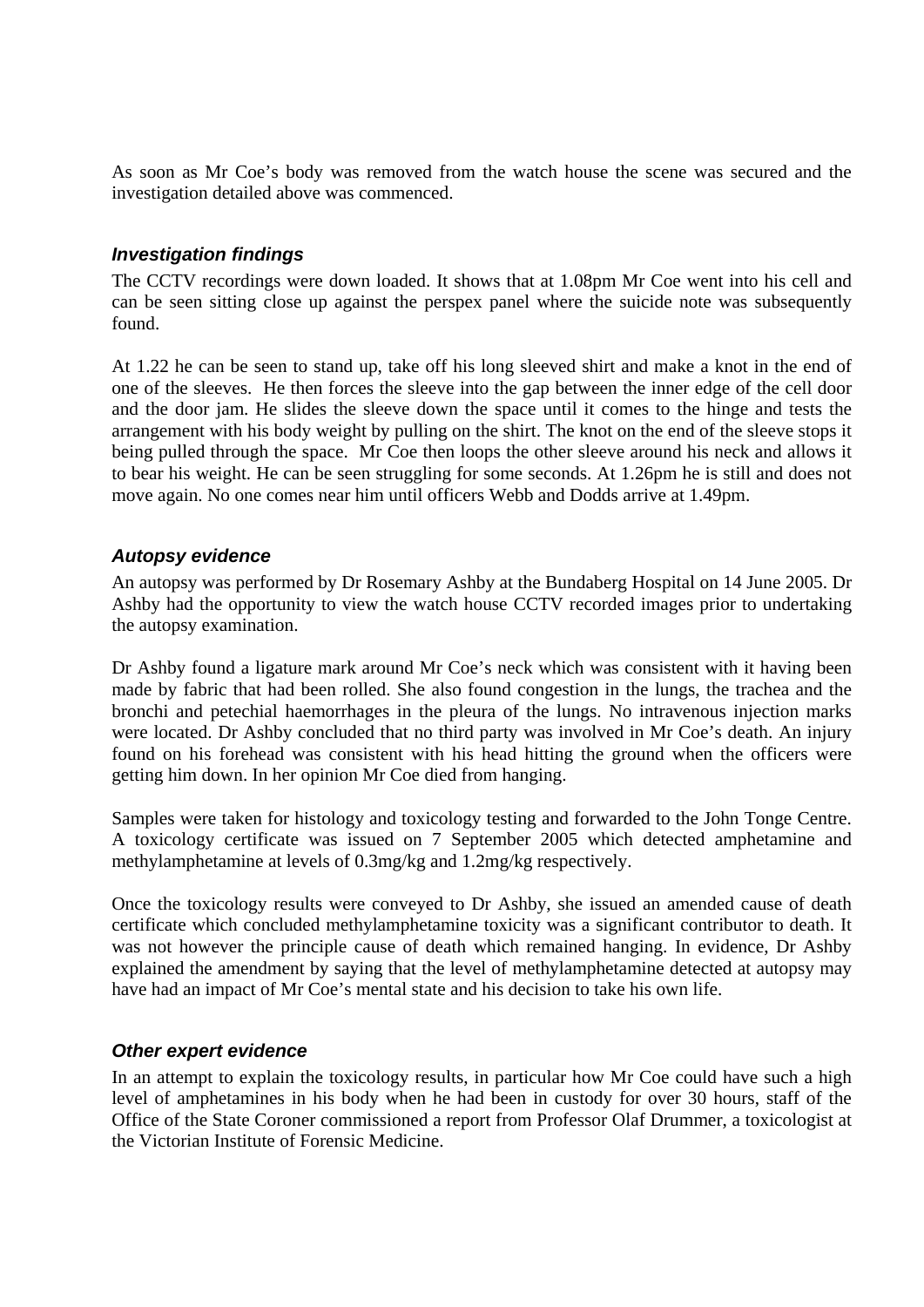As soon as Mr Coe's body was removed from the watch house the scene was secured and the investigation detailed above was commenced.

### *Investigation findings*

The CCTV recordings were down loaded. It shows that at 1.08pm Mr Coe went into his cell and can be seen sitting close up against the perspex panel where the suicide note was subsequently found.

At 1.22 he can be seen to stand up, take off his long sleeved shirt and make a knot in the end of one of the sleeves. He then forces the sleeve into the gap between the inner edge of the cell door and the door jam. He slides the sleeve down the space until it comes to the hinge and tests the arrangement with his body weight by pulling on the shirt. The knot on the end of the sleeve stops it being pulled through the space. Mr Coe then loops the other sleeve around his neck and allows it to bear his weight. He can be seen struggling for some seconds. At 1.26pm he is still and does not move again. No one comes near him until officers Webb and Dodds arrive at 1.49pm.

### *Autopsy evidence*

An autopsy was performed by Dr Rosemary Ashby at the Bundaberg Hospital on 14 June 2005. Dr Ashby had the opportunity to view the watch house CCTV recorded images prior to undertaking the autopsy examination.

Dr Ashby found a ligature mark around Mr Coe's neck which was consistent with it having been made by fabric that had been rolled. She also found congestion in the lungs, the trachea and the bronchi and petechial haemorrhages in the pleura of the lungs. No intravenous injection marks were located. Dr Ashby concluded that no third party was involved in Mr Coe's death. An injury found on his forehead was consistent with his head hitting the ground when the officers were getting him down. In her opinion Mr Coe died from hanging.

Samples were taken for histology and toxicology testing and forwarded to the John Tonge Centre. A toxicology certificate was issued on 7 September 2005 which detected amphetamine and methylamphetamine at levels of 0.3mg/kg and 1.2mg/kg respectively.

Once the toxicology results were conveyed to Dr Ashby, she issued an amended cause of death certificate which concluded methylamphetamine toxicity was a significant contributor to death. It was not however the principle cause of death which remained hanging. In evidence, Dr Ashby explained the amendment by saying that the level of methylamphetamine detected at autopsy may have had an impact of Mr Coe's mental state and his decision to take his own life.

### *Other expert evidence*

In an attempt to explain the toxicology results, in particular how Mr Coe could have such a high level of amphetamines in his body when he had been in custody for over 30 hours, staff of the Office of the State Coroner commissioned a report from Professor Olaf Drummer, a toxicologist at the Victorian Institute of Forensic Medicine.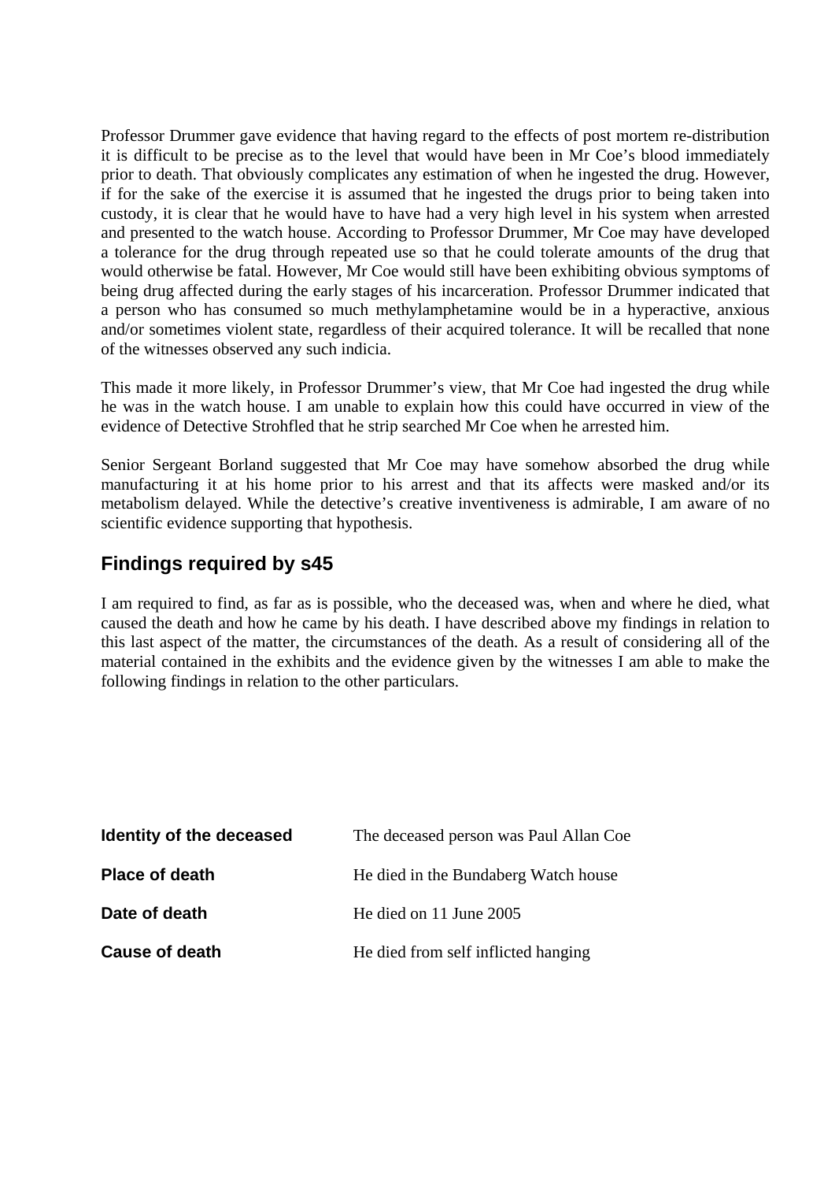Professor Drummer gave evidence that having regard to the effects of post mortem re-distribution it is difficult to be precise as to the level that would have been in Mr Coe's blood immediately prior to death. That obviously complicates any estimation of when he ingested the drug. However, if for the sake of the exercise it is assumed that he ingested the drugs prior to being taken into custody, it is clear that he would have to have had a very high level in his system when arrested and presented to the watch house. According to Professor Drummer, Mr Coe may have developed a tolerance for the drug through repeated use so that he could tolerate amounts of the drug that would otherwise be fatal. However, Mr Coe would still have been exhibiting obvious symptoms of being drug affected during the early stages of his incarceration. Professor Drummer indicated that a person who has consumed so much methylamphetamine would be in a hyperactive, anxious and/or sometimes violent state, regardless of their acquired tolerance. It will be recalled that none of the witnesses observed any such indicia.

This made it more likely, in Professor Drummer's view, that Mr Coe had ingested the drug while he was in the watch house. I am unable to explain how this could have occurred in view of the evidence of Detective Strohfled that he strip searched Mr Coe when he arrested him.

Senior Sergeant Borland suggested that Mr Coe may have somehow absorbed the drug while manufacturing it at his home prior to his arrest and that its affects were masked and/or its metabolism delayed. While the detective's creative inventiveness is admirable, I am aware of no scientific evidence supporting that hypothesis.

## Findings required by s45

I am required to find, as far as is possible, who the deceased was, when and where he died, what caused the death and how he came by his death. I have described above my findings in relation to this last aspect of the matter, the circumstances of the death. As a result of considering all of the material contained in the exhibits and the evidence given by the witnesses I am able to make the following findings in relation to the other particulars.

**Identity of the deceased** The deceased person was Paul Allan Coe

**Place of death** He died in the Bundaberg Watch house

**Date of death** He died on 11 June 2005

**Cause of death** He died from self inflicted hanging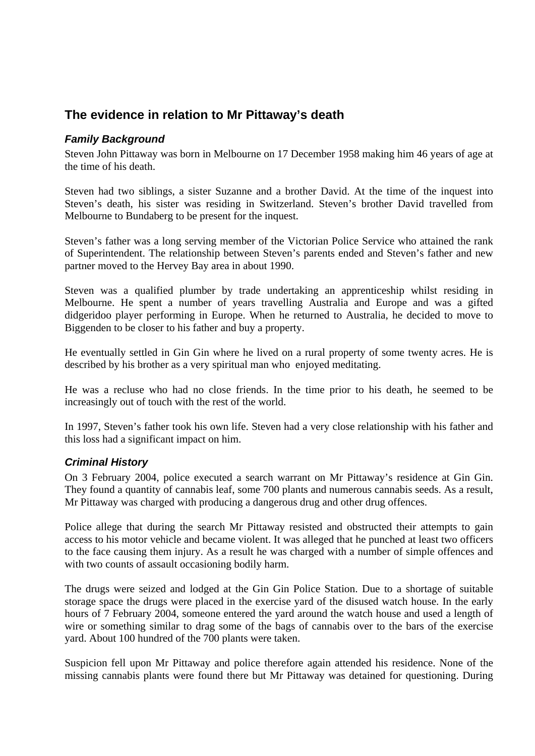## The evidence in relation to Mr Pittaway's death

### *Family Background*

Steven John Pittaway was born in Melbourne on 17 December 1958 making him 46 years of age at the time of his death.

Steven had two siblings, a sister Suzanne and a brother David. At the time of the inquest into Steven's death, his sister was residing in Switzerland. Steven's brother David travelled from Melbourne to Bundaberg to be present for the inquest.

Steven's father was a long serving member of the Victorian Police Service who attained the rank of Superintendent. The relationship between Steven's parents ended and Steven's father and new partner moved to the Hervey Bay area in about 1990.

Steven was a qualified plumber by trade undertaking an apprenticeship whilst residing in Melbourne. He spent a number of years travelling Australia and Europe and was a gifted didgeridoo player performing in Europe. When he returned to Australia, he decided to move to Biggenden to be closer to his father and buy a property.

He eventually settled in Gin Gin where he lived on a rural property of some twenty acres. He is described by his brother as a very spiritual man who enjoyed meditating.

He was a recluse who had no close friends. In the time prior to his death, he seemed to be increasingly out of touch with the rest of the world.

In 1997, Steven's father took his own life. Steven had a very close relationship with his father and this loss had a significant impact on him.

### *Criminal History*

On 3 February 2004, police executed a search warrant on Mr Pittaway's residence at Gin Gin. They found a quantity of cannabis leaf, some 700 plants and numerous cannabis seeds. As a result, Mr Pittaway was charged with producing a dangerous drug and other drug offences.

Police allege that during the search Mr Pittaway resisted and obstructed their attempts to gain access to his motor vehicle and became violent. It was alleged that he punched at least two officers to the face causing them injury. As a result he was charged with a number of simple offences and with two counts of assault occasioning bodily harm.

The drugs were seized and lodged at the Gin Gin Police Station. Due to a shortage of suitable storage space the drugs were placed in the exercise yard of the disused watch house. In the early hours of 7 February 2004, someone entered the yard around the watch house and used a length of wire or something similar to drag some of the bags of cannabis over to the bars of the exercise yard. About 100 hundred of the 700 plants were taken.

Suspicion fell upon Mr Pittaway and police therefore again attended his residence. None of the missing cannabis plants were found there but Mr Pittaway was detained for questioning. During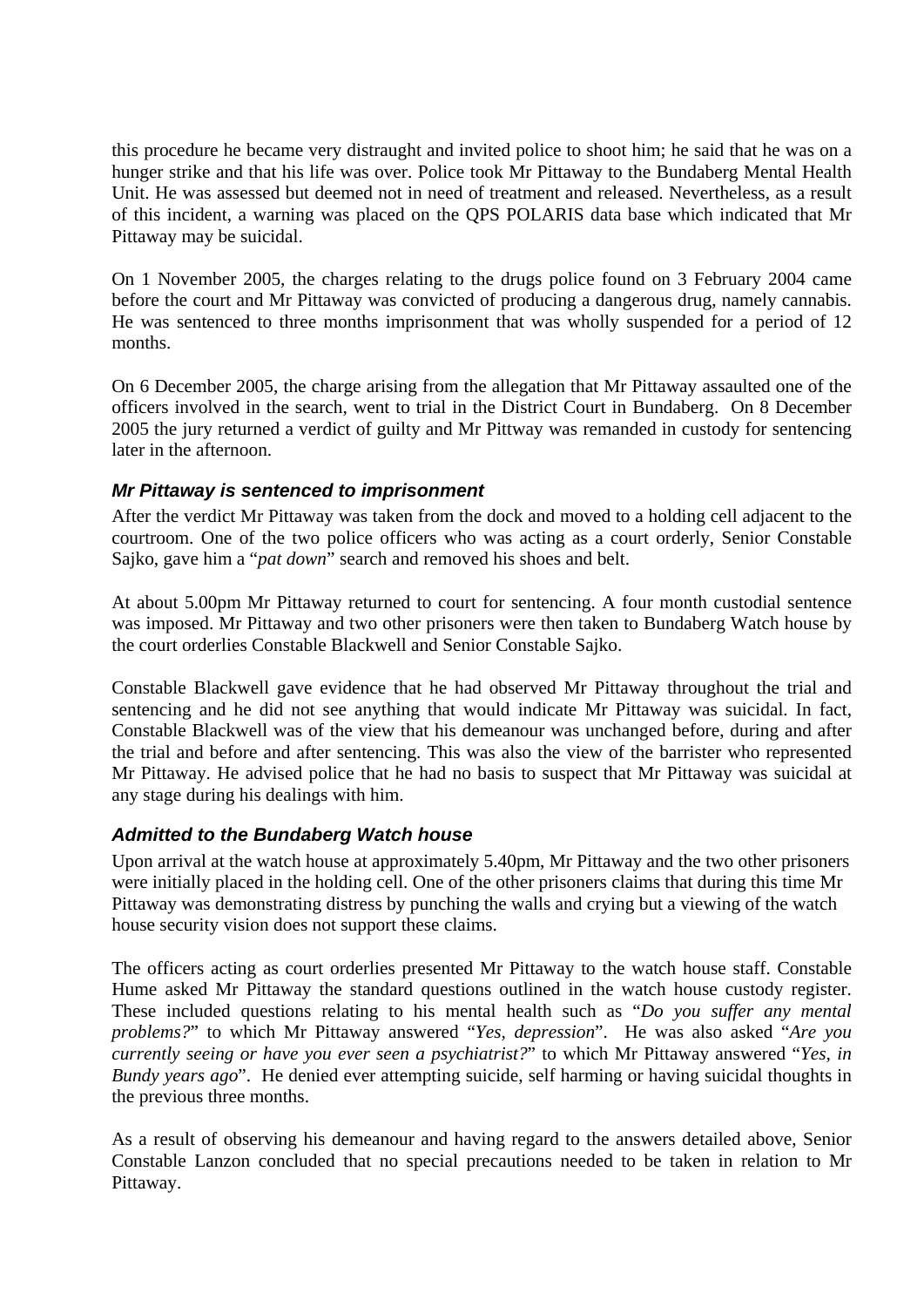this procedure he became very distraught and invited police to shoot him; he said that he was on a hunger strike and that his life was over. Police took Mr Pittaway to the Bundaberg Mental Health Unit. He was assessed but deemed not in need of treatment and released. Nevertheless, as a result of this incident, a warning was placed on the QPS POLARIS data base which indicated that Mr Pittaway may be suicidal.

On 1 November 2005, the charges relating to the drugs police found on 3 February 2004 came before the court and Mr Pittaway was convicted of producing a dangerous drug, namely cannabis. He was sentenced to three months imprisonment that was wholly suspended for a period of 12 months.

On 6 December 2005, the charge arising from the allegation that Mr Pittaway assaulted one of the officers involved in the search, went to trial in the District Court in Bundaberg. On 8 December 2005 the jury returned a verdict of guilty and Mr Pittway was remanded in custody for sentencing later in the afternoon.

### *Mr Pittaway is sentenced to imprisonment*

After the verdict Mr Pittaway was taken from the dock and moved to a holding cell adjacent to the courtroom. One of the two police officers who was acting as a court orderly, Senior Constable Sajko, gave him a "*pat down*" search and removed his shoes and belt.

At about 5.00pm Mr Pittaway returned to court for sentencing. A four month custodial sentence was imposed. Mr Pittaway and two other prisoners were then taken to Bundaberg Watch house by the court orderlies Constable Blackwell and Senior Constable Sajko.

Constable Blackwell gave evidence that he had observed Mr Pittaway throughout the trial and sentencing and he did not see anything that would indicate Mr Pittaway was suicidal. In fact, Constable Blackwell was of the view that his demeanour was unchanged before, during and after the trial and before and after sentencing. This was also the view of the barrister who represented Mr Pittaway. He advised police that he had no basis to suspect that Mr Pittaway was suicidal at any stage during his dealings with him.

### *Admitted to the Bundaberg Watch house*

Upon arrival at the watch house at approximately 5.40pm, Mr Pittaway and the two other prisoners were initially placed in the holding cell. One of the other prisoners claims that during this time Mr Pittaway was demonstrating distress by punching the walls and crying but a viewing of the watch house security vision does not support these claims.

The officers acting as court orderlies presented Mr Pittaway to the watch house staff. Constable Hume asked Mr Pittaway the standard questions outlined in the watch house custody register. These included questions relating to his mental health such as "*Do you suffer any mental problems?*" to which Mr Pittaway answered "*Yes, depression*". He was also asked "*Are you currently seeing or have you ever seen a psychiatrist?*" to which Mr Pittaway answered "*Yes, in Bundy years ago*". He denied ever attempting suicide, self harming or having suicidal thoughts in the previous three months.

As a result of observing his demeanour and having regard to the answers detailed above, Senior Constable Lanzon concluded that no special precautions needed to be taken in relation to Mr Pittaway.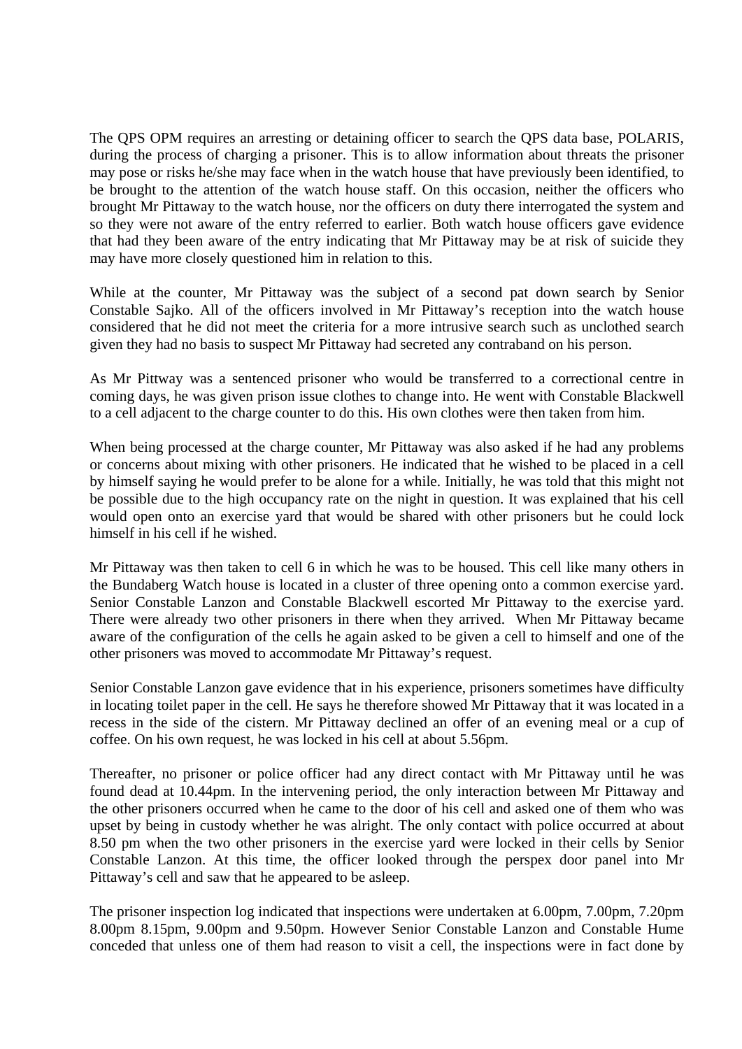The QPS OPM requires an arresting or detaining officer to search the QPS data base, POLARIS, during the process of charging a prisoner. This is to allow information about threats the prisoner may pose or risks he/she may face when in the watch house that have previously been identified, to be brought to the attention of the watch house staff. On this occasion, neither the officers who brought Mr Pittaway to the watch house, nor the officers on duty there interrogated the system and so they were not aware of the entry referred to earlier. Both watch house officers gave evidence that had they been aware of the entry indicating that Mr Pittaway may be at risk of suicide they may have more closely questioned him in relation to this.

While at the counter, Mr Pittaway was the subject of a second pat down search by Senior Constable Sajko. All of the officers involved in Mr Pittaway's reception into the watch house considered that he did not meet the criteria for a more intrusive search such as unclothed search given they had no basis to suspect Mr Pittaway had secreted any contraband on his person.

As Mr Pittway was a sentenced prisoner who would be transferred to a correctional centre in coming days, he was given prison issue clothes to change into. He went with Constable Blackwell to a cell adjacent to the charge counter to do this. His own clothes were then taken from him.

When being processed at the charge counter, Mr Pittaway was also asked if he had any problems or concerns about mixing with other prisoners. He indicated that he wished to be placed in a cell by himself saying he would prefer to be alone for a while. Initially, he was told that this might not be possible due to the high occupancy rate on the night in question. It was explained that his cell would open onto an exercise yard that would be shared with other prisoners but he could lock himself in his cell if he wished.

Mr Pittaway was then taken to cell 6 in which he was to be housed. This cell like many others in the Bundaberg Watch house is located in a cluster of three opening onto a common exercise yard. Senior Constable Lanzon and Constable Blackwell escorted Mr Pittaway to the exercise yard. There were already two other prisoners in there when they arrived. When Mr Pittaway became aware of the configuration of the cells he again asked to be given a cell to himself and one of the other prisoners was moved to accommodate Mr Pittaway's request.

Senior Constable Lanzon gave evidence that in his experience, prisoners sometimes have difficulty in locating toilet paper in the cell. He says he therefore showed Mr Pittaway that it was located in a recess in the side of the cistern. Mr Pittaway declined an offer of an evening meal or a cup of coffee. On his own request, he was locked in his cell at about 5.56pm.

Thereafter, no prisoner or police officer had any direct contact with Mr Pittaway until he was found dead at 10.44pm. In the intervening period, the only interaction between Mr Pittaway and the other prisoners occurred when he came to the door of his cell and asked one of them who was upset by being in custody whether he was alright. The only contact with police occurred at about 8.50 pm when the two other prisoners in the exercise yard were locked in their cells by Senior Constable Lanzon. At this time, the officer looked through the perspex door panel into Mr Pittaway's cell and saw that he appeared to be asleep.

The prisoner inspection log indicated that inspections were undertaken at 6.00pm, 7.00pm, 7.20pm 8.00pm 8.15pm, 9.00pm and 9.50pm. However Senior Constable Lanzon and Constable Hume conceded that unless one of them had reason to visit a cell, the inspections were in fact done by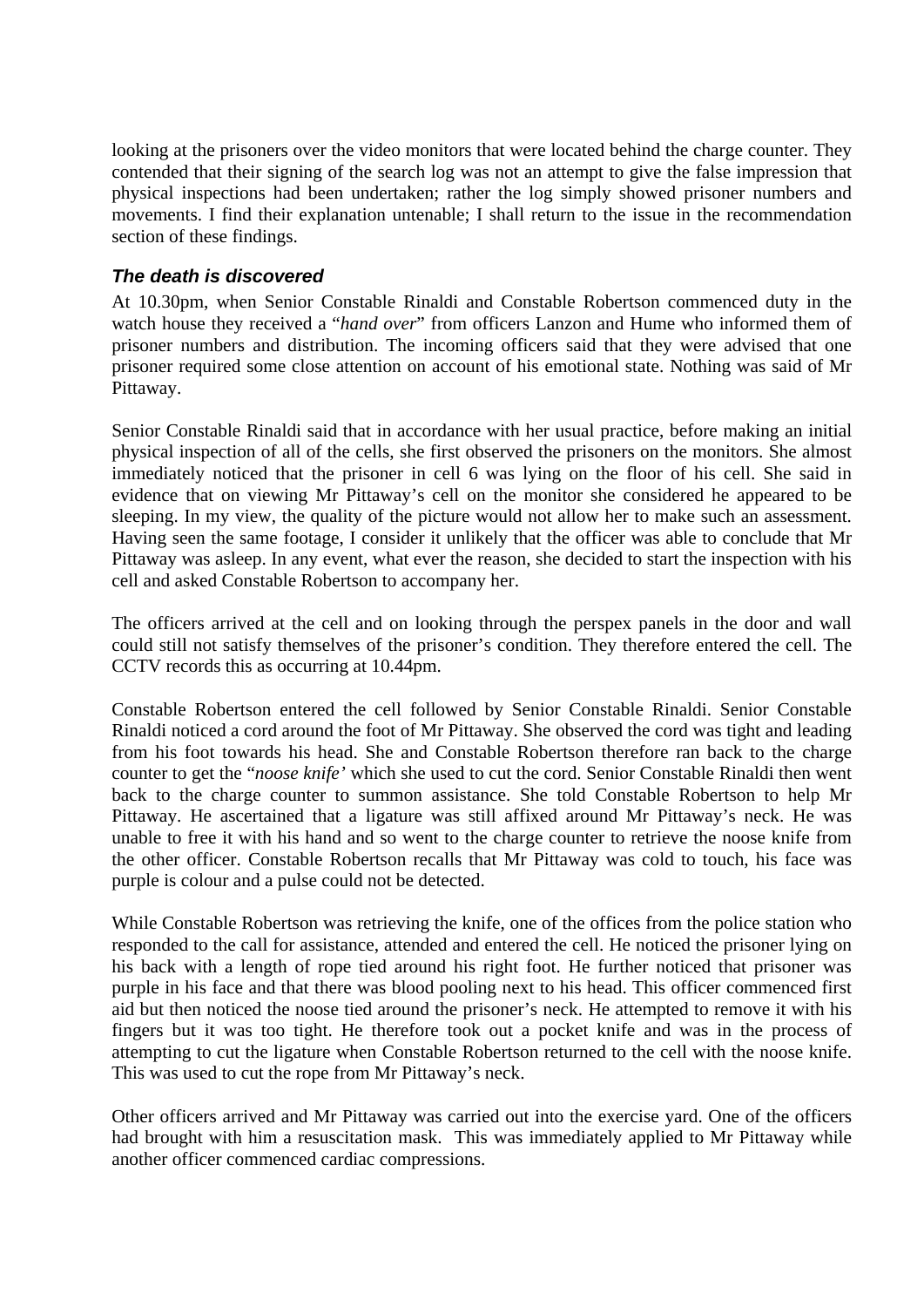looking at the prisoners over the video monitors that were located behind the charge counter. They contended that their signing of the search log was not an attempt to give the false impression that physical inspections had been undertaken; rather the log simply showed prisoner numbers and movements. I find their explanation untenable; I shall return to the issue in the recommendation section of these findings.

### *The death is discovered*

At 10.30pm, when Senior Constable Rinaldi and Constable Robertson commenced duty in the watch house they received a "*hand over*" from officers Lanzon and Hume who informed them of prisoner numbers and distribution. The incoming officers said that they were advised that one prisoner required some close attention on account of his emotional state. Nothing was said of Mr Pittaway.

Senior Constable Rinaldi said that in accordance with her usual practice, before making an initial physical inspection of all of the cells, she first observed the prisoners on the monitors. She almost immediately noticed that the prisoner in cell 6 was lying on the floor of his cell. She said in evidence that on viewing Mr Pittaway's cell on the monitor she considered he appeared to be sleeping. In my view, the quality of the picture would not allow her to make such an assessment. Having seen the same footage, I consider it unlikely that the officer was able to conclude that Mr Pittaway was asleep. In any event, what ever the reason, she decided to start the inspection with his cell and asked Constable Robertson to accompany her.

The officers arrived at the cell and on looking through the perspex panels in the door and wall could still not satisfy themselves of the prisoner's condition. They therefore entered the cell. The CCTV records this as occurring at 10.44pm.

Constable Robertson entered the cell followed by Senior Constable Rinaldi. Senior Constable Rinaldi noticed a cord around the foot of Mr Pittaway. She observed the cord was tight and leading from his foot towards his head. She and Constable Robertson therefore ran back to the charge counter to get the "*noose knife'* which she used to cut the cord. Senior Constable Rinaldi then went back to the charge counter to summon assistance. She told Constable Robertson to help Mr Pittaway. He ascertained that a ligature was still affixed around Mr Pittaway's neck. He was unable to free it with his hand and so went to the charge counter to retrieve the noose knife from the other officer. Constable Robertson recalls that Mr Pittaway was cold to touch, his face was purple is colour and a pulse could not be detected.

While Constable Robertson was retrieving the knife, one of the offices from the police station who responded to the call for assistance, attended and entered the cell. He noticed the prisoner lying on his back with a length of rope tied around his right foot. He further noticed that prisoner was purple in his face and that there was blood pooling next to his head. This officer commenced first aid but then noticed the noose tied around the prisoner's neck. He attempted to remove it with his fingers but it was too tight. He therefore took out a pocket knife and was in the process of attempting to cut the ligature when Constable Robertson returned to the cell with the noose knife. This was used to cut the rope from Mr Pittaway's neck.

Other officers arrived and Mr Pittaway was carried out into the exercise yard. One of the officers had brought with him a resuscitation mask. This was immediately applied to Mr Pittaway while another officer commenced cardiac compressions.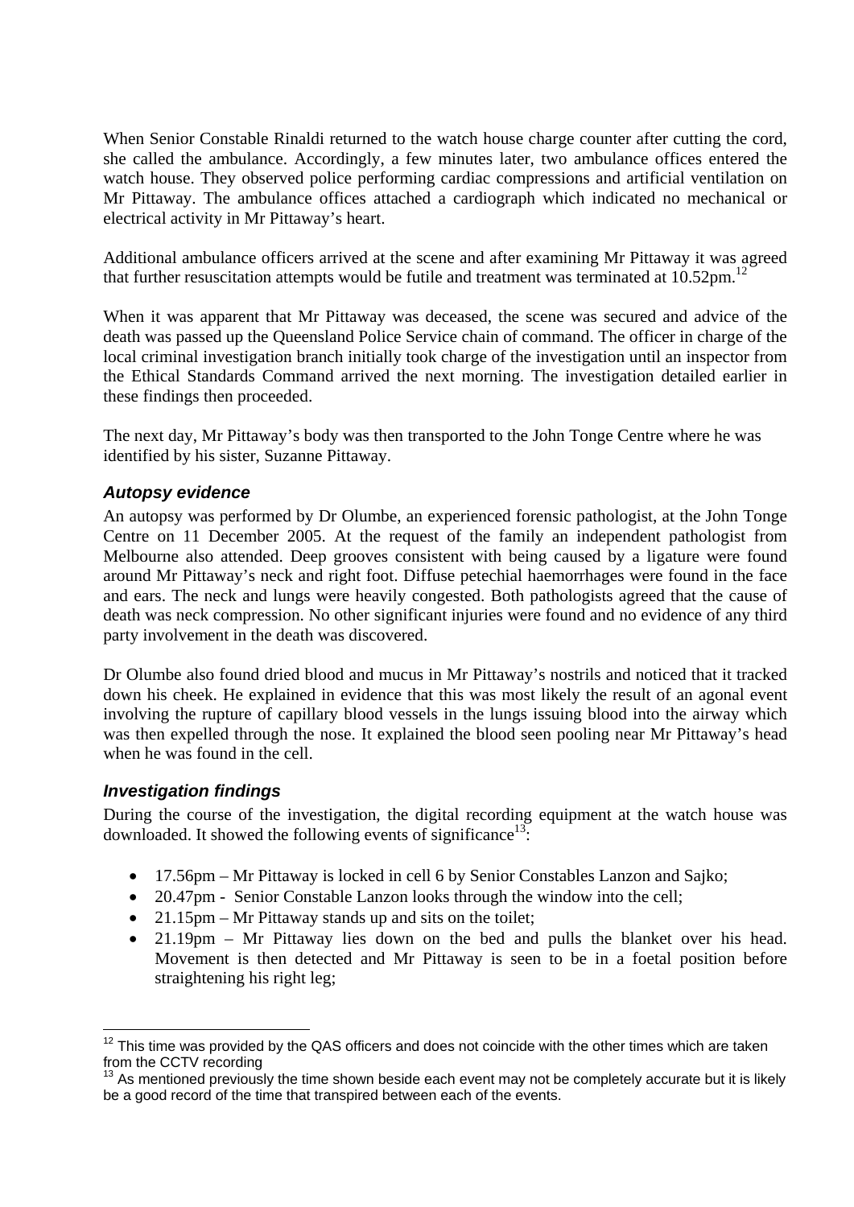When Senior Constable Rinaldi returned to the watch house charge counter after cutting the cord, she called the ambulance. Accordingly, a few minutes later, two ambulance offices entered the watch house. They observed police performing cardiac compressions and artificial ventilation on Mr Pittaway. The ambulance offices attached a cardiograph which indicated no mechanical or electrical activity in Mr Pittaway's heart.

Additional ambulance officers arrived at the scene and after examining Mr Pittaway it was agreed that further resuscitation attempts would be futile and treatment was terminated at 10.52pm.[12]

When it was apparent that Mr Pittaway was deceased, the scene was secured and advice of the death was passed up the Queensland Police Service chain of command. The officer in charge of the local criminal investigation branch initially took charge of the investigation until an inspector from the Ethical Standards Command arrived the next morning. The investigation detailed earlier in these findings then proceeded.

The next day, Mr Pittaway's body was then transported to the John Tonge Centre where he was identified by his sister, Suzanne Pittaway.

### *Autopsy evidence*

An autopsy was performed by Dr Olumbe, an experienced forensic pathologist, at the John Tonge Centre on 11 December 2005. At the request of the family an independent pathologist from Melbourne also attended. Deep grooves consistent with being caused by a ligature were found around Mr Pittaway's neck and right foot. Diffuse petechial haemorrhages were found in the face and ears. The neck and lungs were heavily congested. Both pathologists agreed that the cause of death was neck compression. No other significant injuries were found and no evidence of any third party involvement in the death was discovered.

Dr Olumbe also found dried blood and mucus in Mr Pittaway's nostrils and noticed that it tracked down his cheek. He explained in evidence that this was most likely the result of an agonal event involving the rupture of capillary blood vessels in the lungs issuing blood into the airway which was then expelled through the nose. It explained the blood seen pooling near Mr Pittaway's head when he was found in the cell.

### *Investigation findings*

During the course of the investigation, the digital recording equipment at the watch house was downloaded. It showed the following events of significance[13]:

- 17.56pm – Mr Pittaway is locked in cell 6 by Senior Constables Lanzon and Sajko;
- 20.47pm - Senior Constable Lanzon looks through the window into the cell;
- 21.15pm – Mr Pittaway stands up and sits on the toilet;
- 21.19pm – Mr Pittaway lies down on the bed and pulls the blanket over his head. Movement is then detected and Mr Pittaway is seen to be in a foetal position before straightening his right leg;

---

[12] This time was provided by the QAS officers and does not coincide with the other times which are taken from the CCTV recording

[13] As mentioned previously the time shown beside each event may not be completely accurate but it is likely be a good record of the time that transpired between each of the events.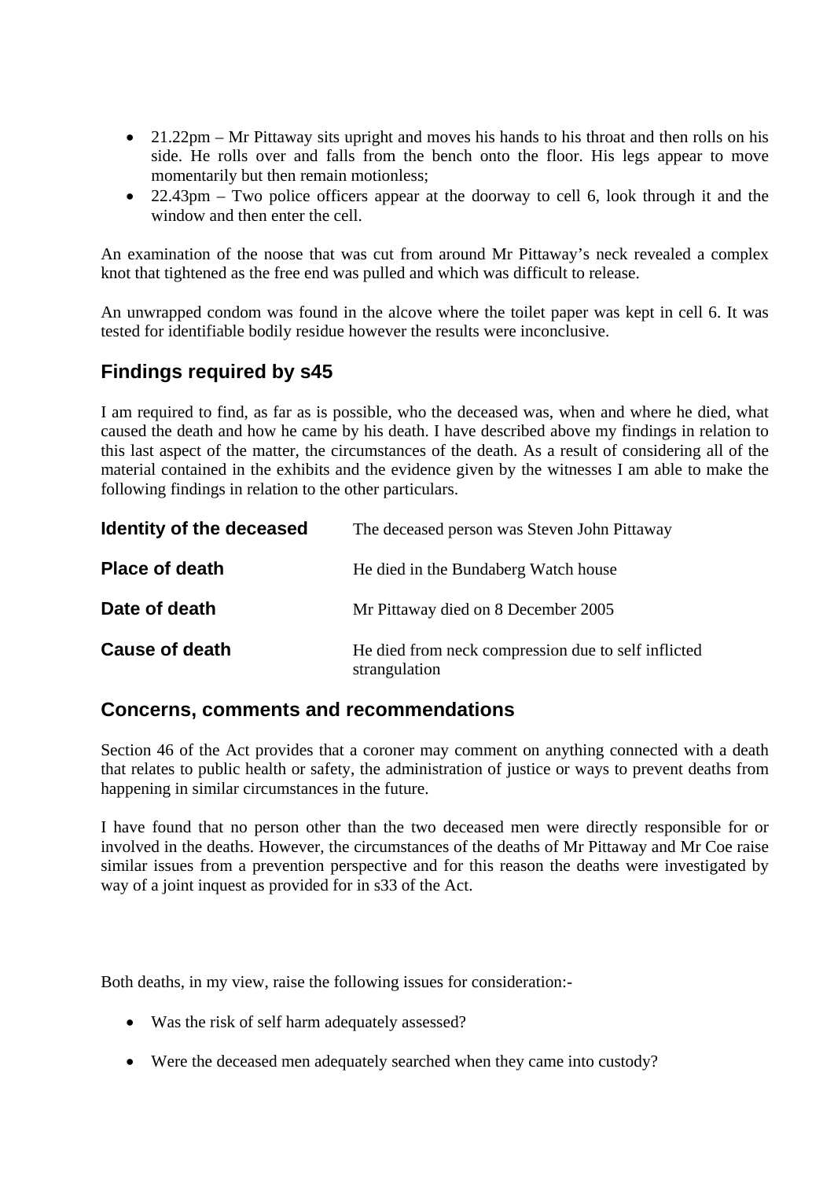- 21.22pm – Mr Pittaway sits upright and moves his hands to his throat and then rolls on his side. He rolls over and falls from the bench onto the floor. His legs appear to move momentarily but then remain motionless;
- 22.43pm – Two police officers appear at the doorway to cell 6, look through it and the window and then enter the cell.

An examination of the noose that was cut from around Mr Pittaway's neck revealed a complex knot that tightened as the free end was pulled and which was difficult to release.

An unwrapped condom was found in the alcove where the toilet paper was kept in cell 6. It was tested for identifiable bodily residue however the results were inconclusive.

## Findings required by s45

I am required to find, as far as is possible, who the deceased was, when and where he died, what caused the death and how he came by his death. I have described above my findings in relation to this last aspect of the matter, the circumstances of the death. As a result of considering all of the material contained in the exhibits and the evidence given by the witnesses I am able to make the following findings in relation to the other particulars.

**Identity of the deceased** The deceased person was Steven John Pittaway

**Place of death** He died in the Bundaberg Watch house

**Date of death** Mr Pittaway died on 8 December 2005

**Cause of death** He died from neck compression due to self inflicted strangulation

## Concerns, comments and recommendations

Section 46 of the Act provides that a coroner may comment on anything connected with a death that relates to public health or safety, the administration of justice or ways to prevent deaths from happening in similar circumstances in the future.

I have found that no person other than the two deceased men were directly responsible for or involved in the deaths. However, the circumstances of the deaths of Mr Pittaway and Mr Coe raise similar issues from a prevention perspective and for this reason the deaths were investigated by way of a joint inquest as provided for in s33 of the Act.

Both deaths, in my view, raise the following issues for consideration:-

- Was the risk of self harm adequately assessed?
- Were the deceased men adequately searched when they came into custody?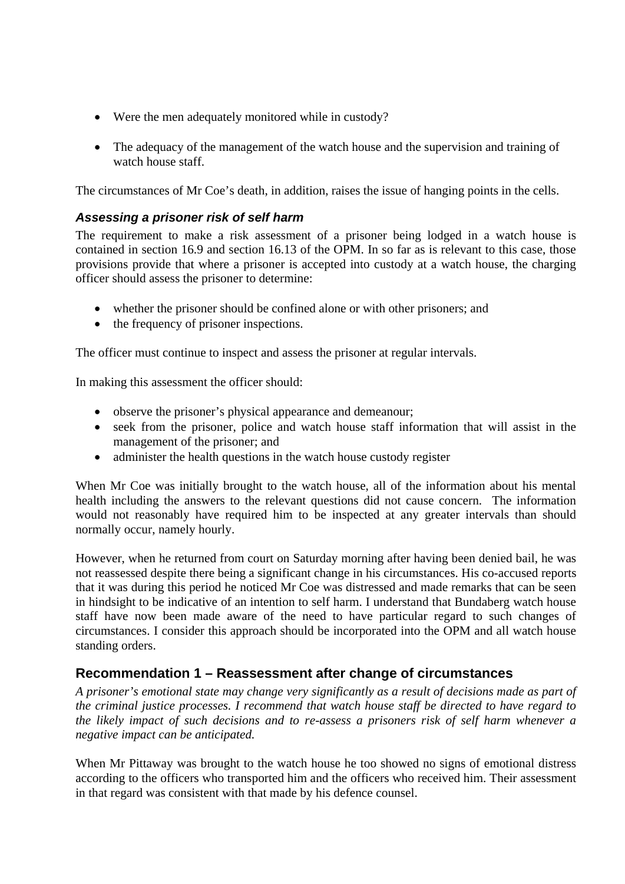- Were the men adequately monitored while in custody?

- The adequacy of the management of the watch house and the supervision and training of watch house staff.

The circumstances of Mr Coe's death, in addition, raises the issue of hanging points in the cells.

### *Assessing a prisoner risk of self harm*

The requirement to make a risk assessment of a prisoner being lodged in a watch house is contained in section 16.9 and section 16.13 of the OPM. In so far as is relevant to this case, those provisions provide that where a prisoner is accepted into custody at a watch house, the charging officer should assess the prisoner to determine:

- whether the prisoner should be confined alone or with other prisoners; and
- the frequency of prisoner inspections.

The officer must continue to inspect and assess the prisoner at regular intervals.

In making this assessment the officer should:

- observe the prisoner's physical appearance and demeanour;
- seek from the prisoner, police and watch house staff information that will assist in the management of the prisoner; and
- administer the health questions in the watch house custody register

When Mr Coe was initially brought to the watch house, all of the information about his mental health including the answers to the relevant questions did not cause concern. The information would not reasonably have required him to be inspected at any greater intervals than should normally occur, namely hourly.

However, when he returned from court on Saturday morning after having been denied bail, he was not reassessed despite there being a significant change in his circumstances. His co-accused reports that it was during this period he noticed Mr Coe was distressed and made remarks that can be seen in hindsight to be indicative of an intention to self harm. I understand that Bundaberg watch house staff have now been made aware of the need to have particular regard to such changes of circumstances. I consider this approach should be incorporated into the OPM and all watch house standing orders.

## Recommendation 1 – Reassessment after change of circumstances

*A prisoner's emotional state may change very significantly as a result of decisions made as part of the criminal justice processes. I recommend that watch house staff be directed to have regard to the likely impact of such decisions and to re-assess a prisoners risk of self harm whenever a negative impact can be anticipated.*

When Mr Pittaway was brought to the watch house he too showed no signs of emotional distress according to the officers who transported him and the officers who received him. Their assessment in that regard was consistent with that made by his defence counsel.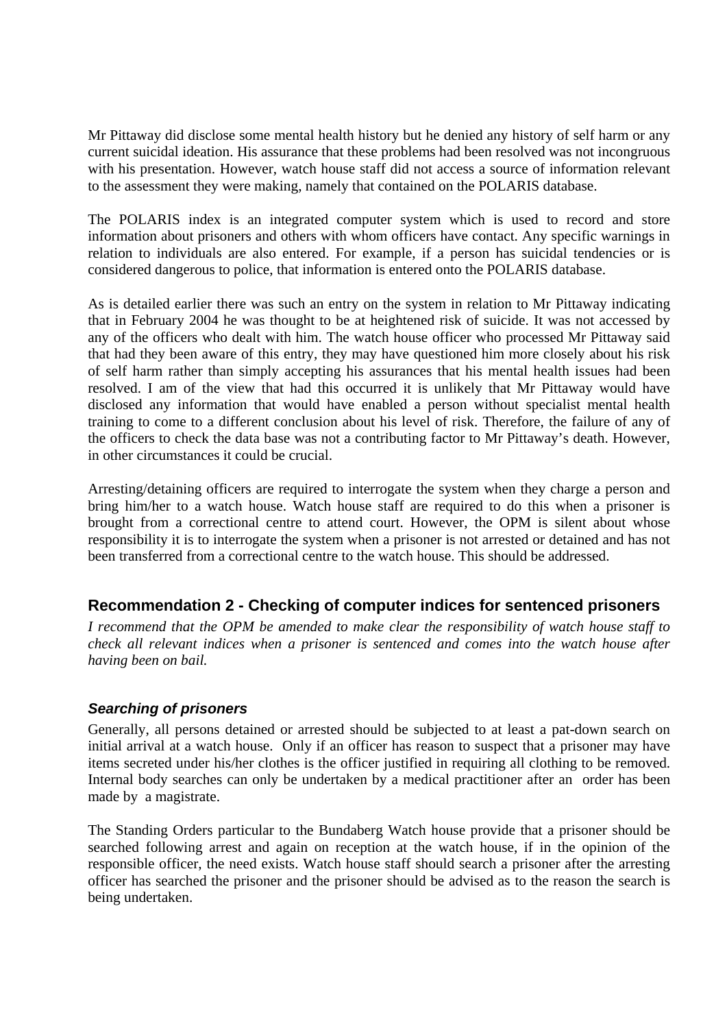Mr Pittaway did disclose some mental health history but he denied any history of self harm or any current suicidal ideation. His assurance that these problems had been resolved was not incongruous with his presentation. However, watch house staff did not access a source of information relevant to the assessment they were making, namely that contained on the POLARIS database.

The POLARIS index is an integrated computer system which is used to record and store information about prisoners and others with whom officers have contact. Any specific warnings in relation to individuals are also entered. For example, if a person has suicidal tendencies or is considered dangerous to police, that information is entered onto the POLARIS database.

As is detailed earlier there was such an entry on the system in relation to Mr Pittaway indicating that in February 2004 he was thought to be at heightened risk of suicide. It was not accessed by any of the officers who dealt with him. The watch house officer who processed Mr Pittaway said that had they been aware of this entry, they may have questioned him more closely about his risk of self harm rather than simply accepting his assurances that his mental health issues had been resolved. I am of the view that had this occurred it is unlikely that Mr Pittaway would have disclosed any information that would have enabled a person without specialist mental health training to come to a different conclusion about his level of risk. Therefore, the failure of any of the officers to check the data base was not a contributing factor to Mr Pittaway's death. However, in other circumstances it could be crucial.

Arresting/detaining officers are required to interrogate the system when they charge a person and bring him/her to a watch house. Watch house staff are required to do this when a prisoner is brought from a correctional centre to attend court. However, the OPM is silent about whose responsibility it is to interrogate the system when a prisoner is not arrested or detained and has not been transferred from a correctional centre to the watch house. This should be addressed.

## Recommendation 2 - Checking of computer indices for sentenced prisoners

*I recommend that the OPM be amended to make clear the responsibility of watch house staff to check all relevant indices when a prisoner is sentenced and comes into the watch house after having been on bail.*

### *Searching of prisoners*

Generally, all persons detained or arrested should be subjected to at least a pat-down search on initial arrival at a watch house. Only if an officer has reason to suspect that a prisoner may have items secreted under his/her clothes is the officer justified in requiring all clothing to be removed. Internal body searches can only be undertaken by a medical practitioner after an order has been made by a magistrate.

The Standing Orders particular to the Bundaberg Watch house provide that a prisoner should be searched following arrest and again on reception at the watch house, if in the opinion of the responsible officer, the need exists. Watch house staff should search a prisoner after the arresting officer has searched the prisoner and the prisoner should be advised as to the reason the search is being undertaken.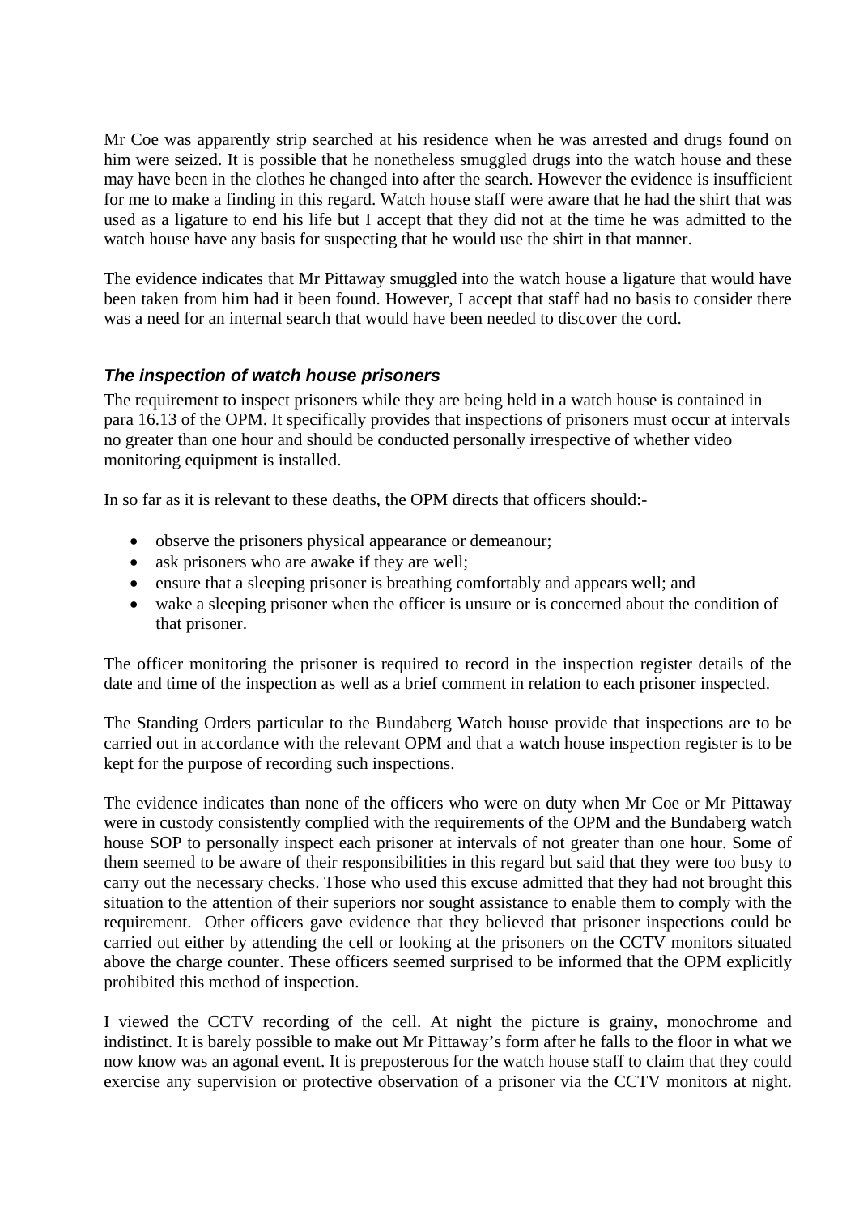Mr Coe was apparently strip searched at his residence when he was arrested and drugs found on him were seized. It is possible that he nonetheless smuggled drugs into the watch house and these may have been in the clothes he changed into after the search. However the evidence is insufficient for me to make a finding in this regard. Watch house staff were aware that he had the shirt that was used as a ligature to end his life but I accept that they did not at the time he was admitted to the watch house have any basis for suspecting that he would use the shirt in that manner.

The evidence indicates that Mr Pittaway smuggled into the watch house a ligature that would have been taken from him had it been found. However, I accept that staff had no basis to consider there was a need for an internal search that would have been needed to discover the cord.

### *The inspection of watch house prisoners*

The requirement to inspect prisoners while they are being held in a watch house is contained in para 16.13 of the OPM. It specifically provides that inspections of prisoners must occur at intervals no greater than one hour and should be conducted personally irrespective of whether video monitoring equipment is installed.

In so far as it is relevant to these deaths, the OPM directs that officers should:-

- observe the prisoners physical appearance or demeanour;
- ask prisoners who are awake if they are well;
- ensure that a sleeping prisoner is breathing comfortably and appears well; and
- wake a sleeping prisoner when the officer is unsure or is concerned about the condition of that prisoner.

The officer monitoring the prisoner is required to record in the inspection register details of the date and time of the inspection as well as a brief comment in relation to each prisoner inspected.

The Standing Orders particular to the Bundaberg Watch house provide that inspections are to be carried out in accordance with the relevant OPM and that a watch house inspection register is to be kept for the purpose of recording such inspections.

The evidence indicates than none of the officers who were on duty when Mr Coe or Mr Pittaway were in custody consistently complied with the requirements of the OPM and the Bundaberg watch house SOP to personally inspect each prisoner at intervals of not greater than one hour. Some of them seemed to be aware of their responsibilities in this regard but said that they were too busy to carry out the necessary checks. Those who used this excuse admitted that they had not brought this situation to the attention of their superiors nor sought assistance to enable them to comply with the requirement. Other officers gave evidence that they believed that prisoner inspections could be carried out either by attending the cell or looking at the prisoners on the CCTV monitors situated above the charge counter. These officers seemed surprised to be informed that the OPM explicitly prohibited this method of inspection.

I viewed the CCTV recording of the cell. At night the picture is grainy, monochrome and indistinct. It is barely possible to make out Mr Pittaway's form after he falls to the floor in what we now know was an agonal event. It is preposterous for the watch house staff to claim that they could exercise any supervision or protective observation of a prisoner via the CCTV monitors at night.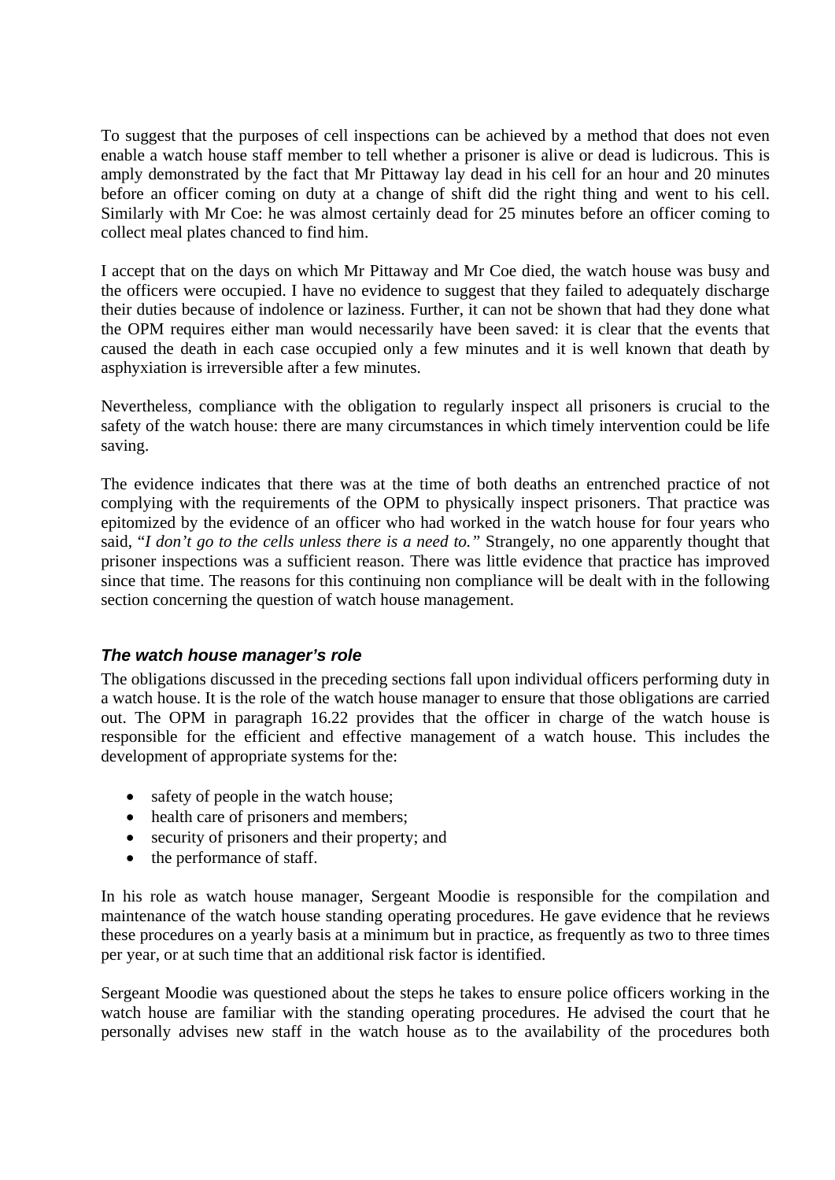To suggest that the purposes of cell inspections can be achieved by a method that does not even enable a watch house staff member to tell whether a prisoner is alive or dead is ludicrous. This is amply demonstrated by the fact that Mr Pittaway lay dead in his cell for an hour and 20 minutes before an officer coming on duty at a change of shift did the right thing and went to his cell. Similarly with Mr Coe: he was almost certainly dead for 25 minutes before an officer coming to collect meal plates chanced to find him.

I accept that on the days on which Mr Pittaway and Mr Coe died, the watch house was busy and the officers were occupied. I have no evidence to suggest that they failed to adequately discharge their duties because of indolence or laziness. Further, it can not be shown that had they done what the OPM requires either man would necessarily have been saved: it is clear that the events that caused the death in each case occupied only a few minutes and it is well known that death by asphyxiation is irreversible after a few minutes.

Nevertheless, compliance with the obligation to regularly inspect all prisoners is crucial to the safety of the watch house: there are many circumstances in which timely intervention could be life saving.

The evidence indicates that there was at the time of both deaths an entrenched practice of not complying with the requirements of the OPM to physically inspect prisoners. That practice was epitomized by the evidence of an officer who had worked in the watch house for four years who said, "*I don't go to the cells unless there is a need to.*" Strangely, no one apparently thought that prisoner inspections was a sufficient reason. There was little evidence that practice has improved since that time. The reasons for this continuing non compliance will be dealt with in the following section concerning the question of watch house management.

### *The watch house manager's role*

The obligations discussed in the preceding sections fall upon individual officers performing duty in a watch house. It is the role of the watch house manager to ensure that those obligations are carried out. The OPM in paragraph 16.22 provides that the officer in charge of the watch house is responsible for the efficient and effective management of a watch house. This includes the development of appropriate systems for the:

- safety of people in the watch house;
- health care of prisoners and members;
- security of prisoners and their property; and
- the performance of staff.

In his role as watch house manager, Sergeant Moodie is responsible for the compilation and maintenance of the watch house standing operating procedures. He gave evidence that he reviews these procedures on a yearly basis at a minimum but in practice, as frequently as two to three times per year, or at such time that an additional risk factor is identified.

Sergeant Moodie was questioned about the steps he takes to ensure police officers working in the watch house are familiar with the standing operating procedures. He advised the court that he personally advises new staff in the watch house as to the availability of the procedures both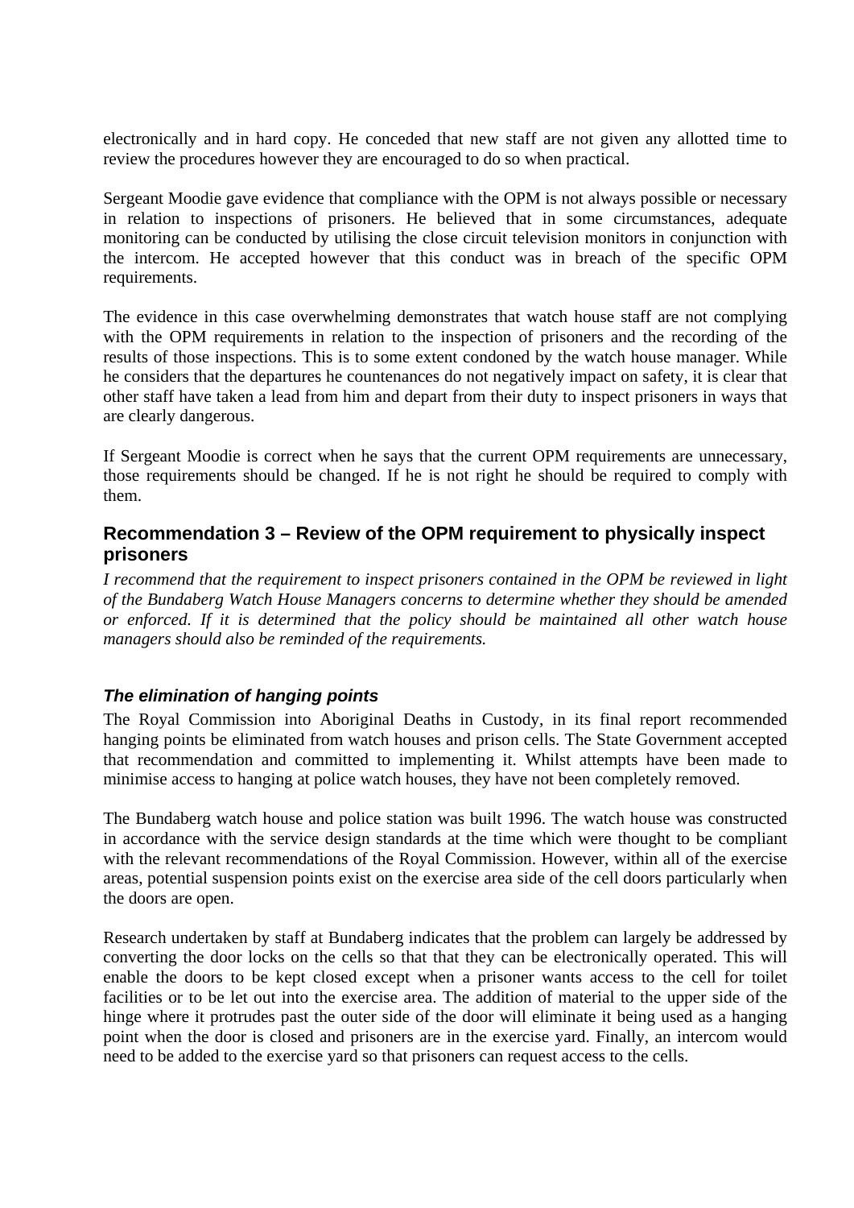electronically and in hard copy. He conceded that new staff are not given any allotted time to review the procedures however they are encouraged to do so when practical.

Sergeant Moodie gave evidence that compliance with the OPM is not always possible or necessary in relation to inspections of prisoners. He believed that in some circumstances, adequate monitoring can be conducted by utilising the close circuit television monitors in conjunction with the intercom. He accepted however that this conduct was in breach of the specific OPM requirements.

The evidence in this case overwhelming demonstrates that watch house staff are not complying with the OPM requirements in relation to the inspection of prisoners and the recording of the results of those inspections. This is to some extent condoned by the watch house manager. While he considers that the departures he countenances do not negatively impact on safety, it is clear that other staff have taken a lead from him and depart from their duty to inspect prisoners in ways that are clearly dangerous.

If Sergeant Moodie is correct when he says that the current OPM requirements are unnecessary, those requirements should be changed. If he is not right he should be required to comply with them.

### Recommendation 3 – Review of the OPM requirement to physically inspect prisoners

*I recommend that the requirement to inspect prisoners contained in the OPM be reviewed in light of the Bundaberg Watch House Managers concerns to determine whether they should be amended or enforced. If it is determined that the policy should be maintained all other watch house managers should also be reminded of the requirements.*

#### *The elimination of hanging points*

The Royal Commission into Aboriginal Deaths in Custody, in its final report recommended hanging points be eliminated from watch houses and prison cells. The State Government accepted that recommendation and committed to implementing it. Whilst attempts have been made to minimise access to hanging at police watch houses, they have not been completely removed.

The Bundaberg watch house and police station was built 1996. The watch house was constructed in accordance with the service design standards at the time which were thought to be compliant with the relevant recommendations of the Royal Commission. However, within all of the exercise areas, potential suspension points exist on the exercise area side of the cell doors particularly when the doors are open.

Research undertaken by staff at Bundaberg indicates that the problem can largely be addressed by converting the door locks on the cells so that that they can be electronically operated. This will enable the doors to be kept closed except when a prisoner wants access to the cell for toilet facilities or to be let out into the exercise area. The addition of material to the upper side of the hinge where it protrudes past the outer side of the door will eliminate it being used as a hanging point when the door is closed and prisoners are in the exercise yard. Finally, an intercom would need to be added to the exercise yard so that prisoners can request access to the cells.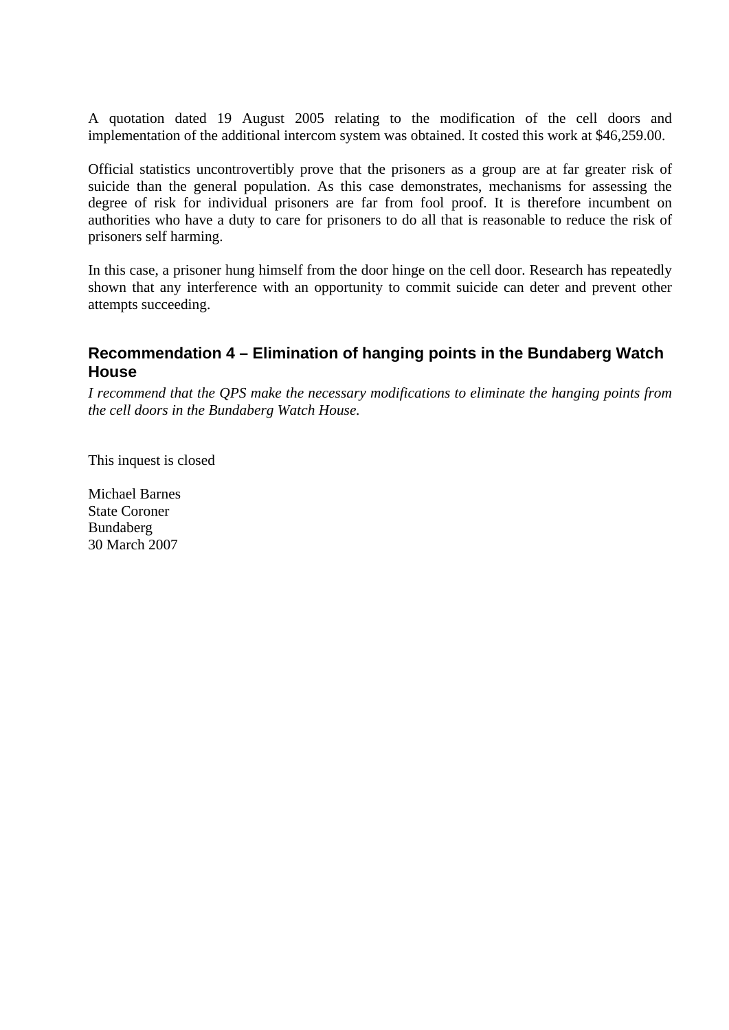A quotation dated 19 August 2005 relating to the modification of the cell doors and implementation of the additional intercom system was obtained. It costed this work at $46,259.00.

Official statistics uncontrovertibly prove that the prisoners as a group are at far greater risk of suicide than the general population. As this case demonstrates, mechanisms for assessing the degree of risk for individual prisoners are far from fool proof. It is therefore incumbent on authorities who have a duty to care for prisoners to do all that is reasonable to reduce the risk of prisoners self harming.

In this case, a prisoner hung himself from the door hinge on the cell door. Research has repeatedly shown that any interference with an opportunity to commit suicide can deter and prevent other attempts succeeding.

### Recommendation 4 – Elimination of hanging points in the Bundaberg Watch House

*I recommend that the QPS make the necessary modifications to eliminate the hanging points from the cell doors in the Bundaberg Watch House.*

This inquest is closed

Michael Barnes
State Coroner
Bundaberg
30 March 2007